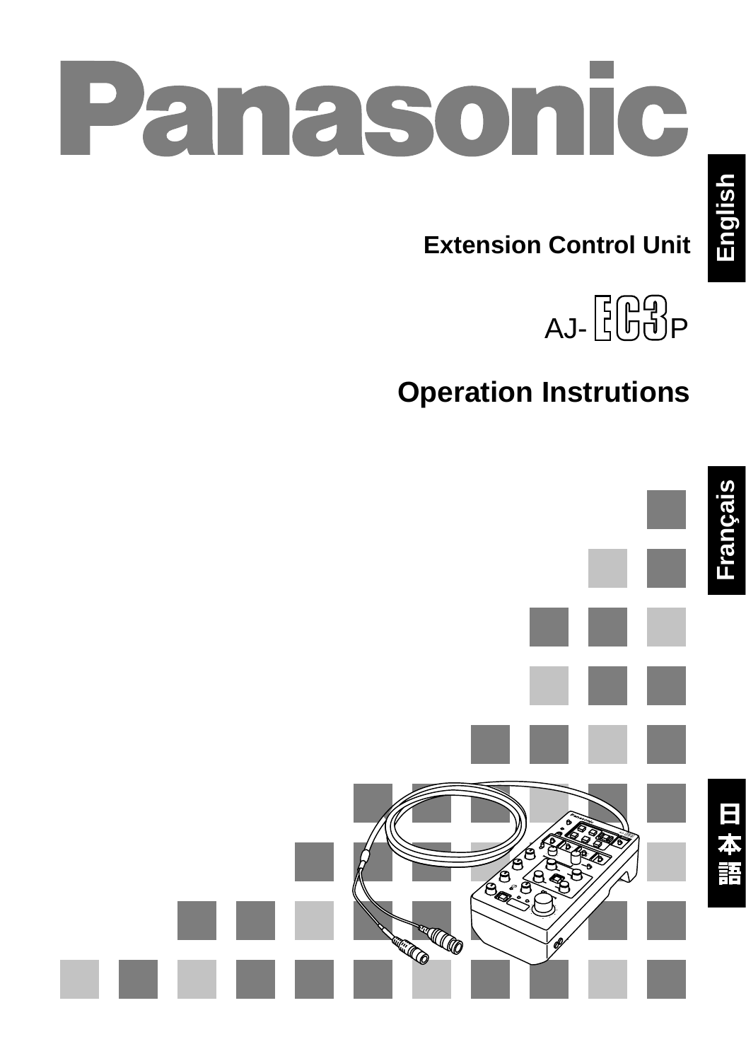# Panasonic

English

## Extension Control Unit

AJ-EC3P

## Operation Instrutions

Français

日本語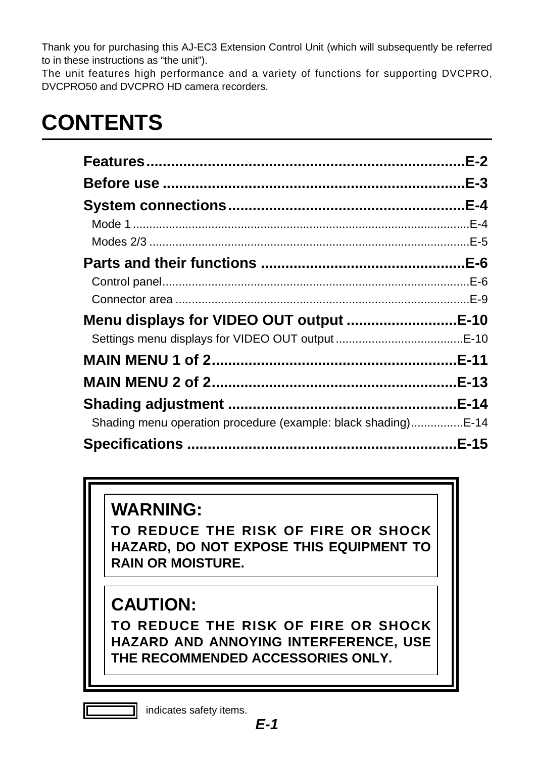Thank you for purchasing this AJ-EC3 Extension Control Unit (which will subsequently be referred to in these instructions as "the unit").
The unit features high performance and a variety of functions for supporting DVCPRO, DVCPRO50 and DVCPRO HD camera recorders.

# CONTENTS

**Features**..........................................................................**E-2**

**Before use** ......................................................................**E-3**

**System connections**......................................................**E-4**

- Mode 1 ......................................................................................E-4
- Modes 2/3 .................................................................................E-5

**Parts and their functions** ...........................................**E-6**

- Control panel.............................................................................E-6
- Connector area .........................................................................E-9

**Menu displays for VIDEO OUT output** .......................**E-10**

- Settings menu displays for VIDEO OUT output ......................................E-10

**MAIN MENU 1 of 2**.......................................................**E-11**

**MAIN MENU 2 of 2**.......................................................**E-13**

**Shading adjustment** ...................................................**E-14**

- Shading menu operation procedure (example: black shading)................E-14

**Specifications** ..............................................................**E-15**

**WARNING:**

**TO REDUCE THE RISK OF FIRE OR SHOCK HAZARD, DO NOT EXPOSE THIS EQUIPMENT TO RAIN OR MOISTURE.**

**CAUTION:**

**TO REDUCE THE RISK OF FIRE OR SHOCK HAZARD AND ANNOYING INTERFERENCE, USE THE RECOMMENDED ACCESSORIES ONLY.**

▭ indicates safety items.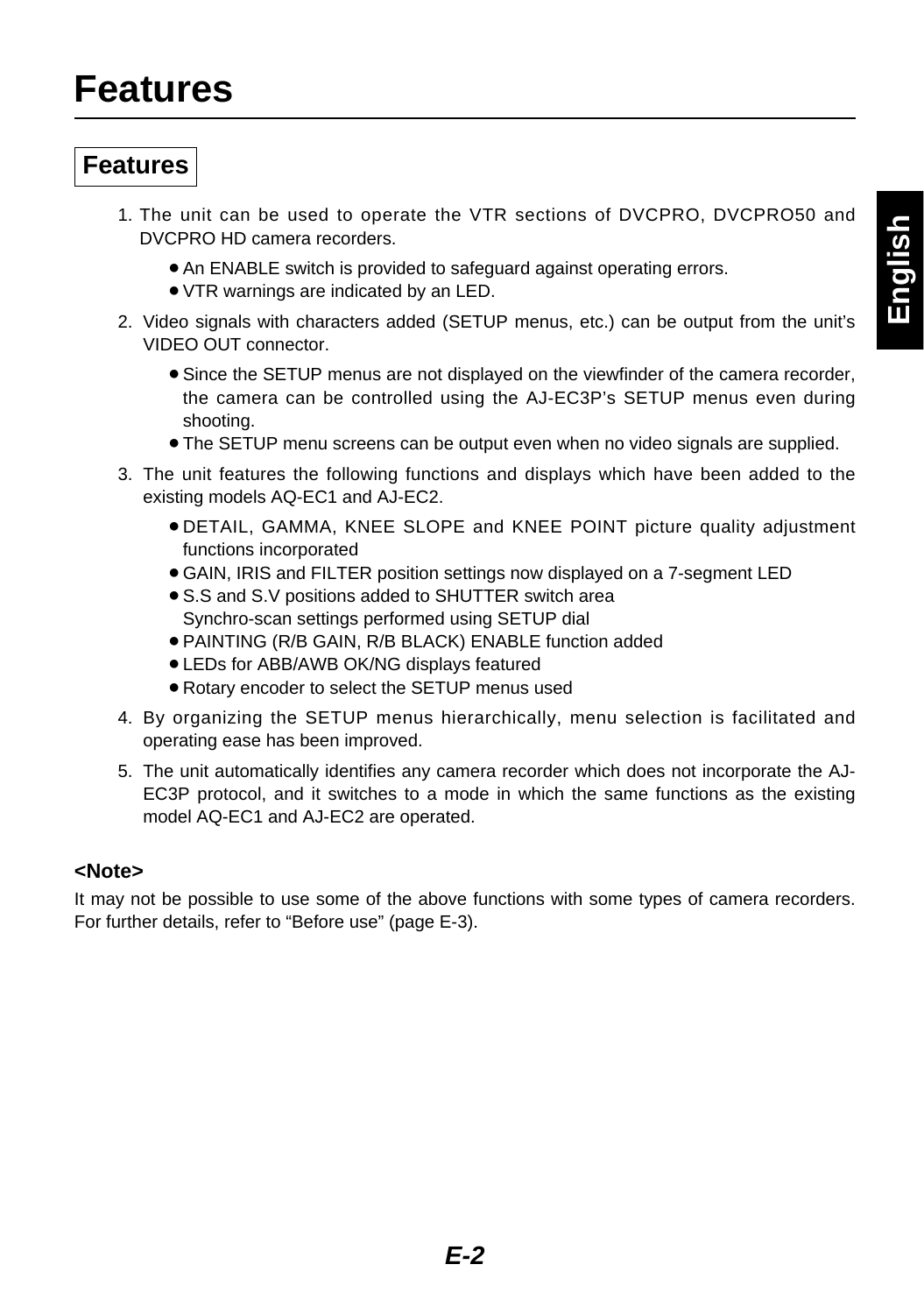# Features

## Features

1. The unit can be used to operate the VTR sections of DVCPRO, DVCPRO50 and DVCPRO HD camera recorders.
   - An ENABLE switch is provided to safeguard against operating errors.
   - VTR warnings are indicated by an LED.
2. Video signals with characters added (SETUP menus, etc.) can be output from the unit's VIDEO OUT connector.
   - Since the SETUP menus are not displayed on the viewfinder of the camera recorder, the camera can be controlled using the AJ-EC3P's SETUP menus even during shooting.
   - The SETUP menu screens can be output even when no video signals are supplied.
3. The unit features the following functions and displays which have been added to the existing models AQ-EC1 and AJ-EC2.
   - DETAIL, GAMMA, KNEE SLOPE and KNEE POINT picture quality adjustment functions incorporated
   - GAIN, IRIS and FILTER position settings now displayed on a 7-segment LED
   - S.S and S.V positions added to SHUTTER switch area
     Synchro-scan settings performed using SETUP dial
   - PAINTING (R/B GAIN, R/B BLACK) ENABLE function added
   - LEDs for ABB/AWB OK/NG displays featured
   - Rotary encoder to select the SETUP menus used
4. By organizing the SETUP menus hierarchically, menu selection is facilitated and operating ease has been improved.
5. The unit automatically identifies any camera recorder which does not incorporate the AJ-EC3P protocol, and it switches to a mode in which the same functions as the existing model AQ-EC1 and AJ-EC2 are operated.

**<Note>**

It may not be possible to use some of the above functions with some types of camera recorders. For further details, refer to "Before use" (page E-3).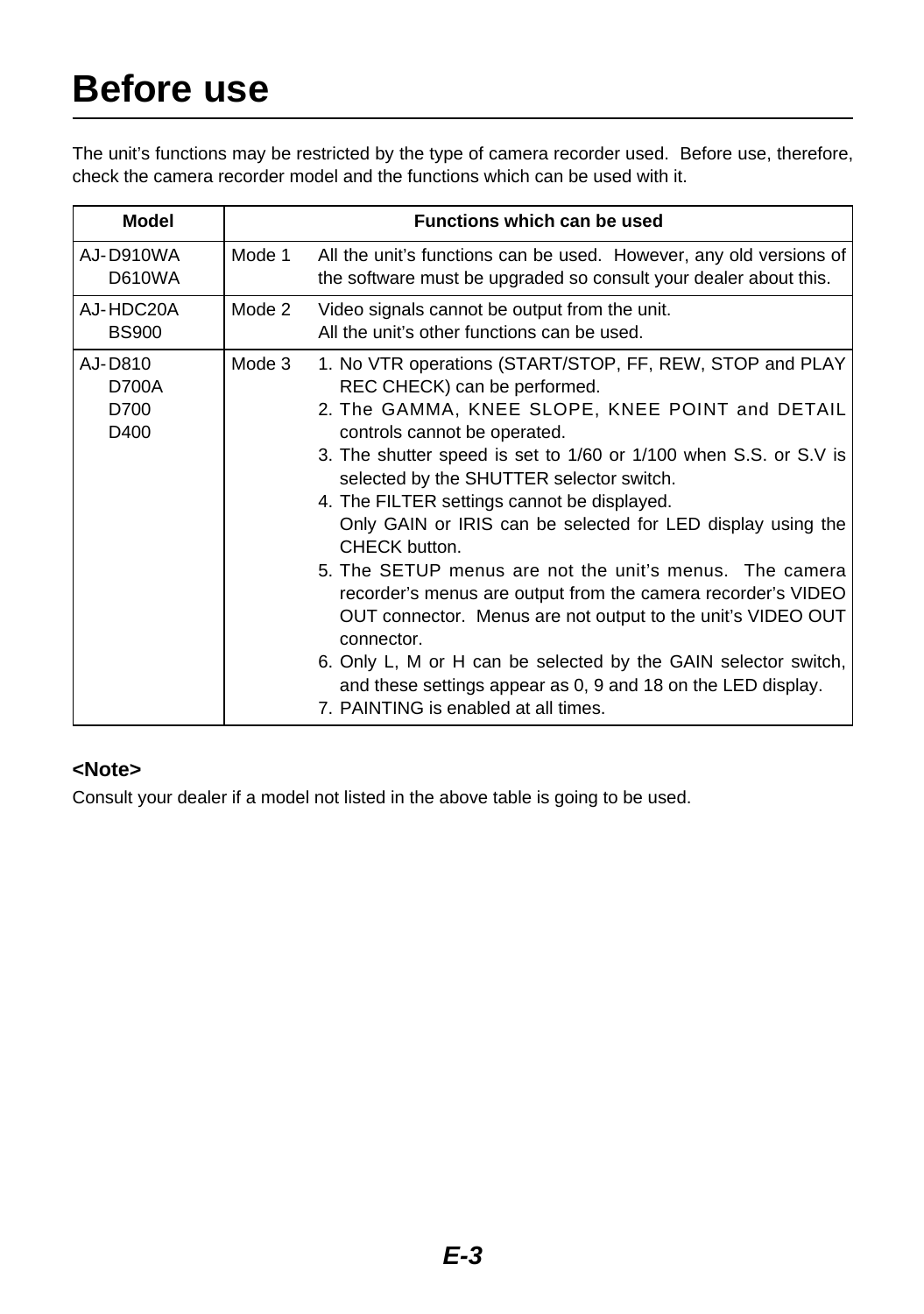# Before use

The unit's functions may be restricted by the type of camera recorder used. Before use, therefore, check the camera recorder model and the functions which can be used with it.

| Model | Functions which can be used | |
|---|---|---|
| AJ-D910WA<br>D610WA | Mode 1 | All the unit's functions can be used. However, any old versions of the software must be upgraded so consult your dealer about this. |
| AJ-HDC20A<br>BS900 | Mode 2 | Video signals cannot be output from the unit.<br>All the unit's other functions can be used. |
| AJ-D810<br>D700A<br>D700<br>D400 | Mode 3 | 1. No VTR operations (START/STOP, FF, REW, STOP and PLAY REC CHECK) can be performed.<br>2. The GAMMA, KNEE SLOPE, KNEE POINT and DETAIL controls cannot be operated.<br>3. The shutter speed is set to 1/60 or 1/100 when S.S. or S.V is selected by the SHUTTER selector switch.<br>4. The FILTER settings cannot be displayed.<br>Only GAIN or IRIS can be selected for LED display using the CHECK button.<br>5. The SETUP menus are not the unit's menus. The camera recorder's menus are output from the camera recorder's VIDEO OUT connector. Menus are not output to the unit's VIDEO OUT connector.<br>6. Only L, M or H can be selected by the GAIN selector switch, and these settings appear as 0, 9 and 18 on the LED display.<br>7. PAINTING is enabled at all times. |

**<Note>**

Consult your dealer if a model not listed in the above table is going to be used.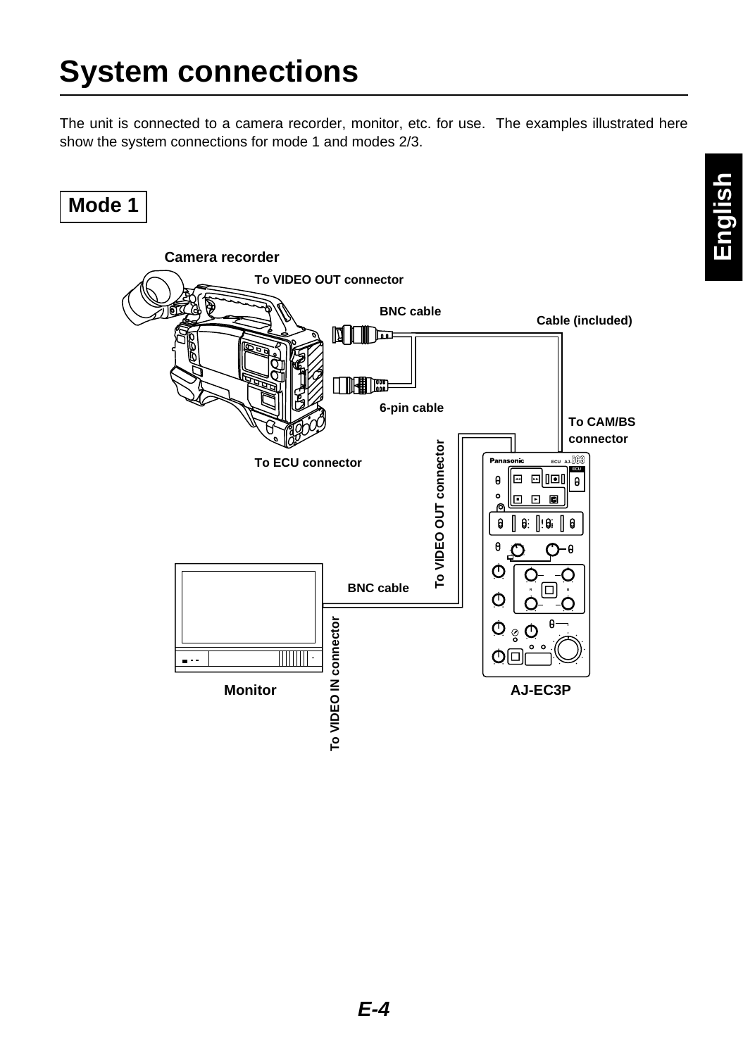# System connections

The unit is connected to a camera recorder, monitor, etc. for use. The examples illustrated here show the system connections for mode 1 and modes 2/3.

## Mode 1

Camera recorder

To VIDEO OUT connector

BNC cable

Cable (included)

6-pin cable

To CAM/BS connector

To ECU connector

To VIDEO OUT connector

BNC cable

Monitor

To VIDEO IN connector

AJ-EC3P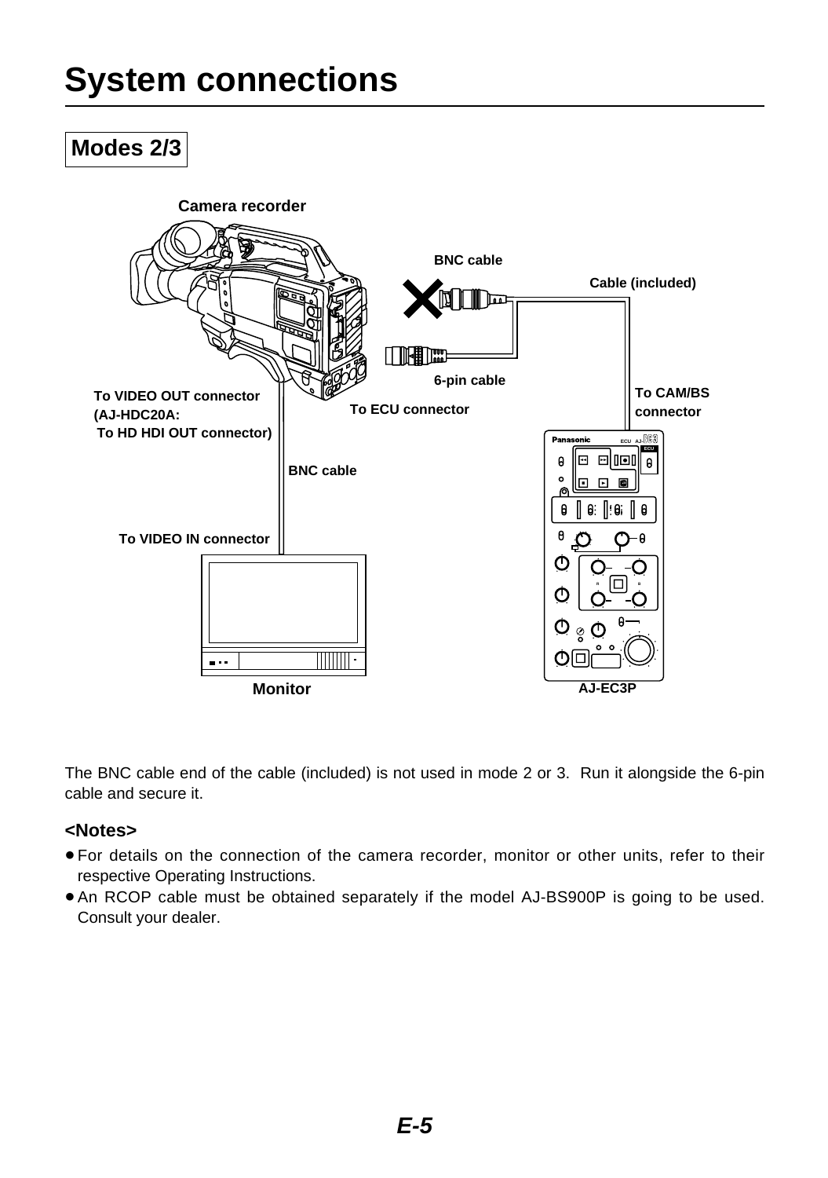# System connections

## Modes 2/3

The BNC cable end of the cable (included) is not used in mode 2 or 3. Run it alongside the 6-pin cable and secure it.

**<Notes>**

- For details on the connection of the camera recorder, monitor or other units, refer to their respective Operating Instructions.
- An RCOP cable must be obtained separately if the model AJ-BS900P is going to be used. Consult your dealer.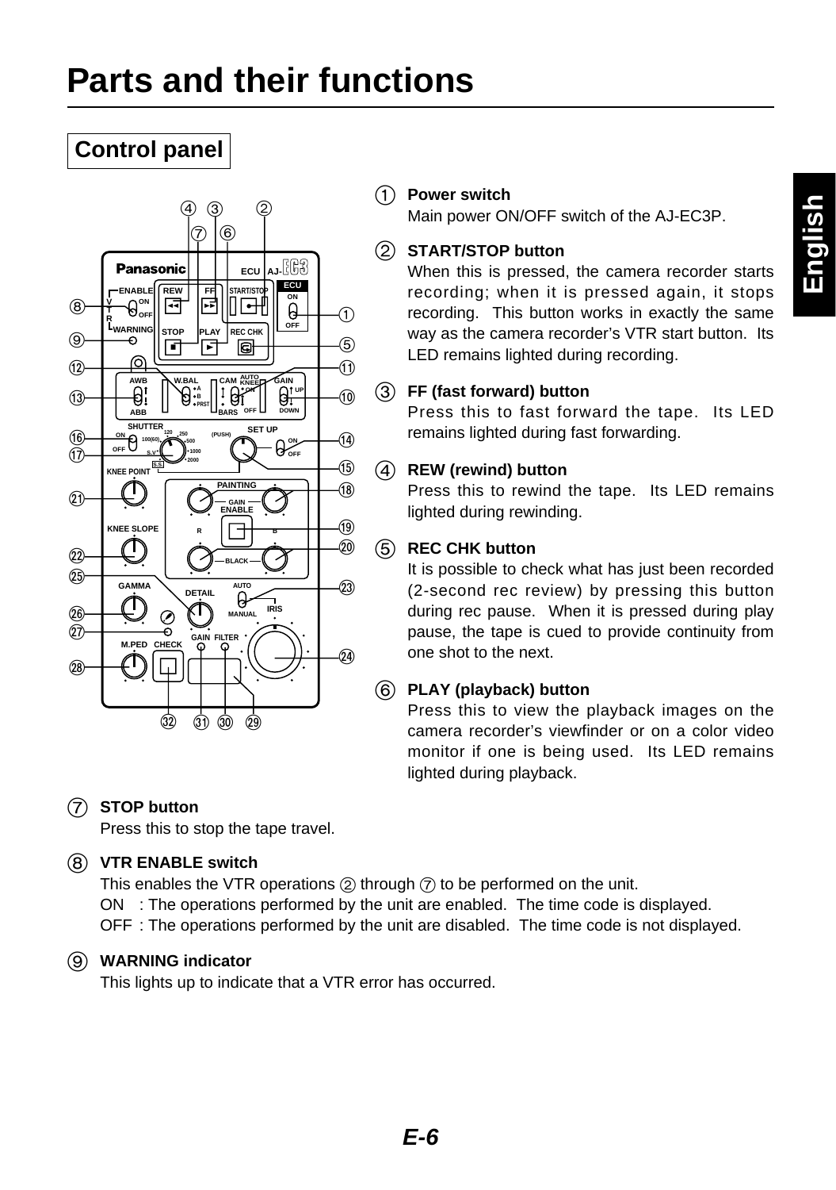# Parts and their functions

## Control panel

① **Power switch**
Main power ON/OFF switch of the AJ-EC3P.

② **START/STOP button**
When this is pressed, the camera recorder starts recording; when it is pressed again, it stops recording. This button works in exactly the same way as the camera recorder's VTR start button. Its LED remains lighted during recording.

③ **FF (fast forward) button**
Press this to fast forward the tape. Its LED remains lighted during fast forwarding.

④ **REW (rewind) button**
Press this to rewind the tape. Its LED remains lighted during rewinding.

⑤ **REC CHK button**
It is possible to check what has just been recorded (2-second rec review) by pressing this button during rec pause. When it is pressed during play pause, the tape is cued to provide continuity from one shot to the next.

⑥ **PLAY (playback) button**
Press this to view the playback images on the camera recorder's viewfinder or on a color video monitor if one is being used. Its LED remains lighted during playback.

⑦ **STOP button**
Press this to stop the tape travel.

⑧ **VTR ENABLE switch**
This enables the VTR operations ② through ⑦ to be performed on the unit.
ON : The operations performed by the unit are enabled. The time code is displayed.
OFF : The operations performed by the unit are disabled. The time code is not displayed.

⑨ **WARNING indicator**
This lights up to indicate that a VTR error has occurred.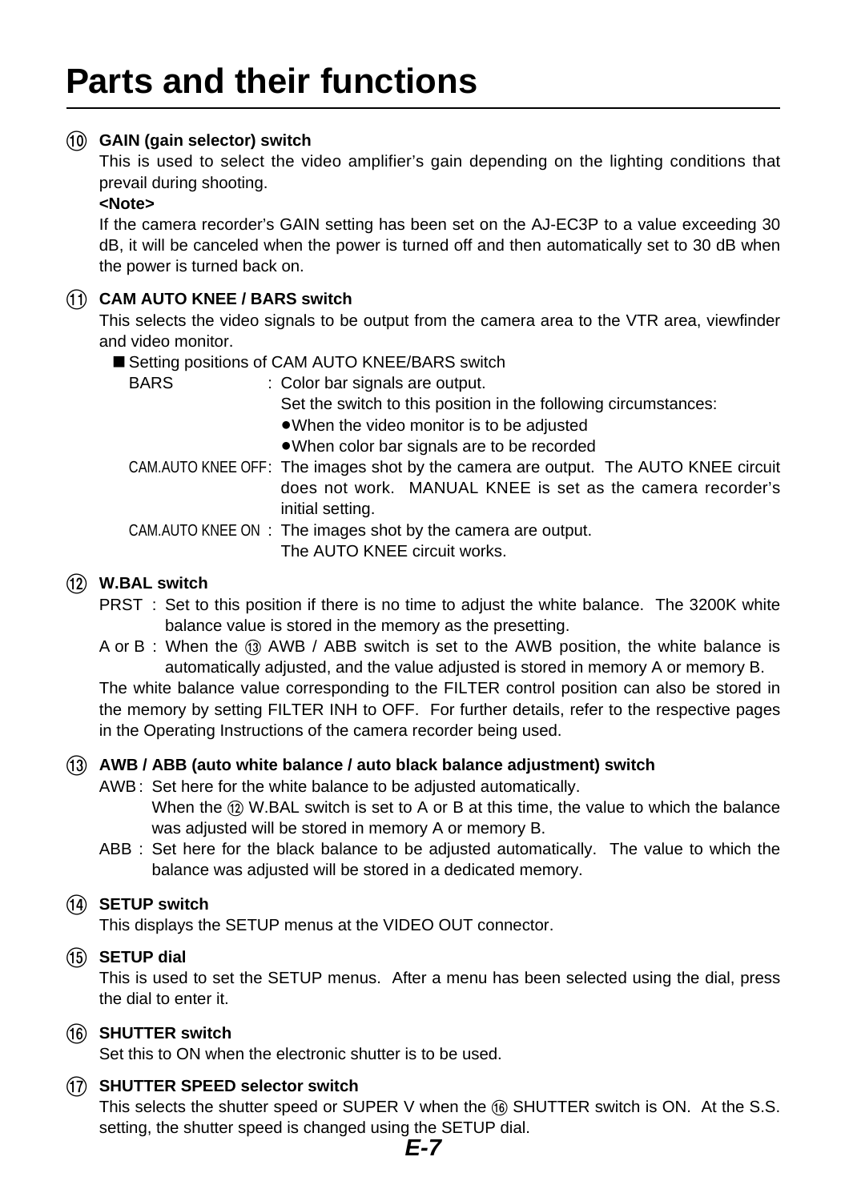# Parts and their functions

⑩ **GAIN (gain selector) switch**

This is used to select the video amplifier's gain depending on the lighting conditions that prevail during shooting.

**<Note>**

If the camera recorder's GAIN setting has been set on the AJ-EC3P to a value exceeding 30 dB, it will be canceled when the power is turned off and then automatically set to 30 dB when the power is turned back on.

⑪ **CAM AUTO KNEE / BARS switch**

This selects the video signals to be output from the camera area to the VTR area, viewfinder and video monitor.

■ Setting positions of CAM AUTO KNEE/BARS switch

BARS : Color bar signals are output.
Set the switch to this position in the following circumstances:
- When the video monitor is to be adjusted
- When color bar signals are to be recorded

CAM.AUTO KNEE OFF : The images shot by the camera are output. The AUTO KNEE circuit does not work. MANUAL KNEE is set as the camera recorder's initial setting.

CAM.AUTO KNEE ON : The images shot by the camera are output.
The AUTO KNEE circuit works.

⑫ **W.BAL switch**

PRST : Set to this position if there is no time to adjust the white balance. The 3200K white balance value is stored in the memory as the presetting.

A or B : When the ⑬ AWB / ABB switch is set to the AWB position, the white balance is automatically adjusted, and the value adjusted is stored in memory A or memory B.

The white balance value corresponding to the FILTER control position can also be stored in the memory by setting FILTER INH to OFF. For further details, refer to the respective pages in the Operating Instructions of the camera recorder being used.

⑬ **AWB / ABB (auto white balance / auto black balance adjustment) switch**

AWB : Set here for the white balance to be adjusted automatically.
When the ⑫ W.BAL switch is set to A or B at this time, the value to which the balance was adjusted will be stored in memory A or memory B.

ABB : Set here for the black balance to be adjusted automatically. The value to which the balance was adjusted will be stored in a dedicated memory.

⑭ **SETUP switch**

This displays the SETUP menus at the VIDEO OUT connector.

⑮ **SETUP dial**

This is used to set the SETUP menus. After a menu has been selected using the dial, press the dial to enter it.

⑯ **SHUTTER switch**

Set this to ON when the electronic shutter is to be used.

⑰ **SHUTTER SPEED selector switch**

This selects the shutter speed or SUPER V when the ⑯ SHUTTER switch is ON. At the S.S. setting, the shutter speed is changed using the SETUP dial.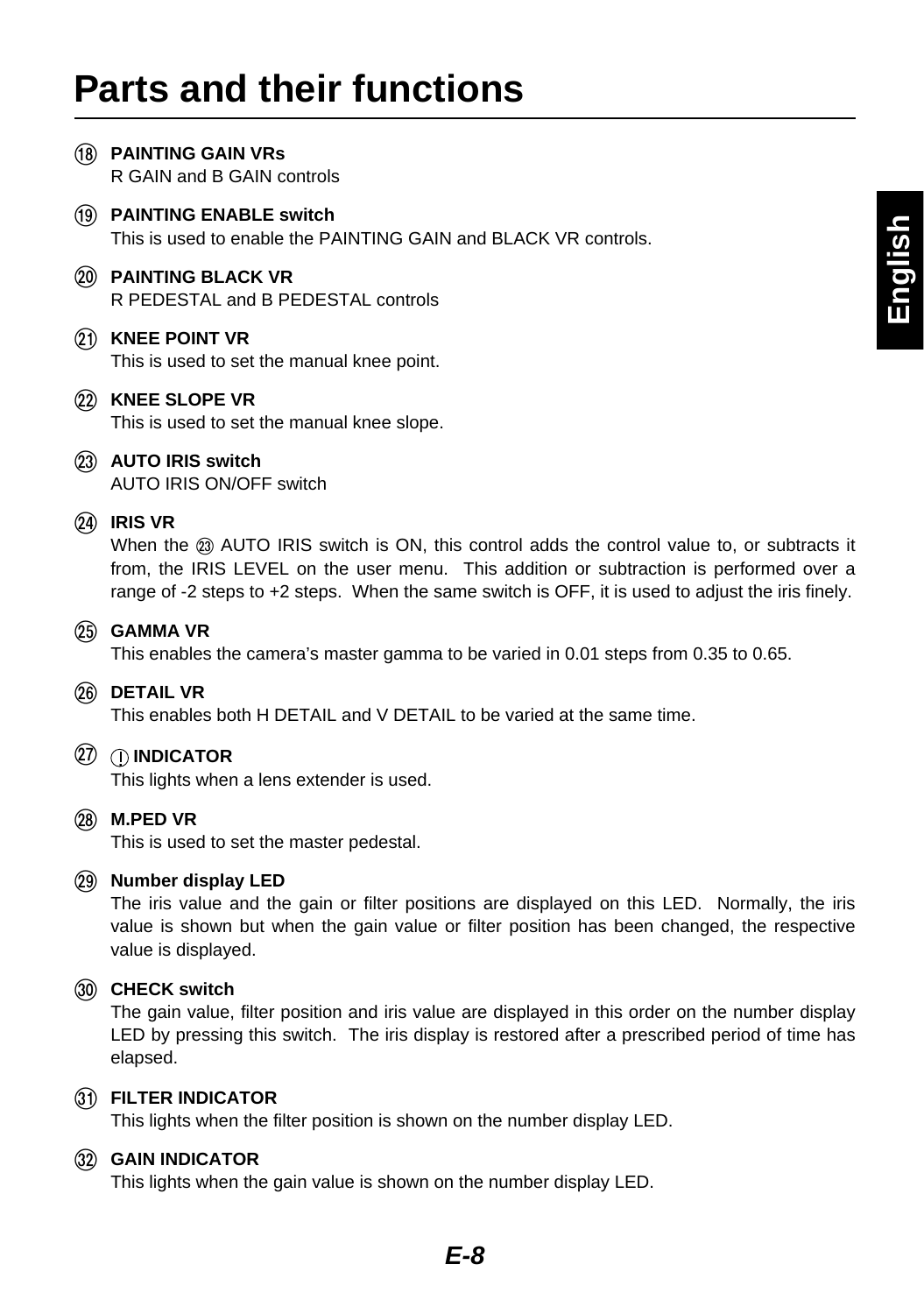# Parts and their functions

⑱ **PAINTING GAIN VRs**
R GAIN and B GAIN controls

⑲ **PAINTING ENABLE switch**
This is used to enable the PAINTING GAIN and BLACK VR controls.

⑳ **PAINTING BLACK VR**
R PEDESTAL and B PEDESTAL controls

㉑ **KNEE POINT VR**
This is used to set the manual knee point.

㉒ **KNEE SLOPE VR**
This is used to set the manual knee slope.

㉓ **AUTO IRIS switch**
AUTO IRIS ON/OFF switch

㉔ **IRIS VR**
When the ㉓ AUTO IRIS switch is ON, this control adds the control value to, or subtracts it from, the IRIS LEVEL on the user menu. This addition or subtraction is performed over a range of -2 steps to +2 steps. When the same switch is OFF, it is used to adjust the iris finely.

㉕ **GAMMA VR**
This enables the camera's master gamma to be varied in 0.01 steps from 0.35 to 0.65.

㉖ **DETAIL VR**
This enables both H DETAIL and V DETAIL to be varied at the same time.

㉗ **(!) INDICATOR**
This lights when a lens extender is used.

㉘ **M.PED VR**
This is used to set the master pedestal.

㉙ **Number display LED**
The iris value and the gain or filter positions are displayed on this LED. Normally, the iris value is shown but when the gain value or filter position has been changed, the respective value is displayed.

㉚ **CHECK switch**
The gain value, filter position and iris value are displayed in this order on the number display LED by pressing this switch. The iris display is restored after a prescribed period of time has elapsed.

㉛ **FILTER INDICATOR**
This lights when the filter position is shown on the number display LED.

㉜ **GAIN INDICATOR**
This lights when the gain value is shown on the number display LED.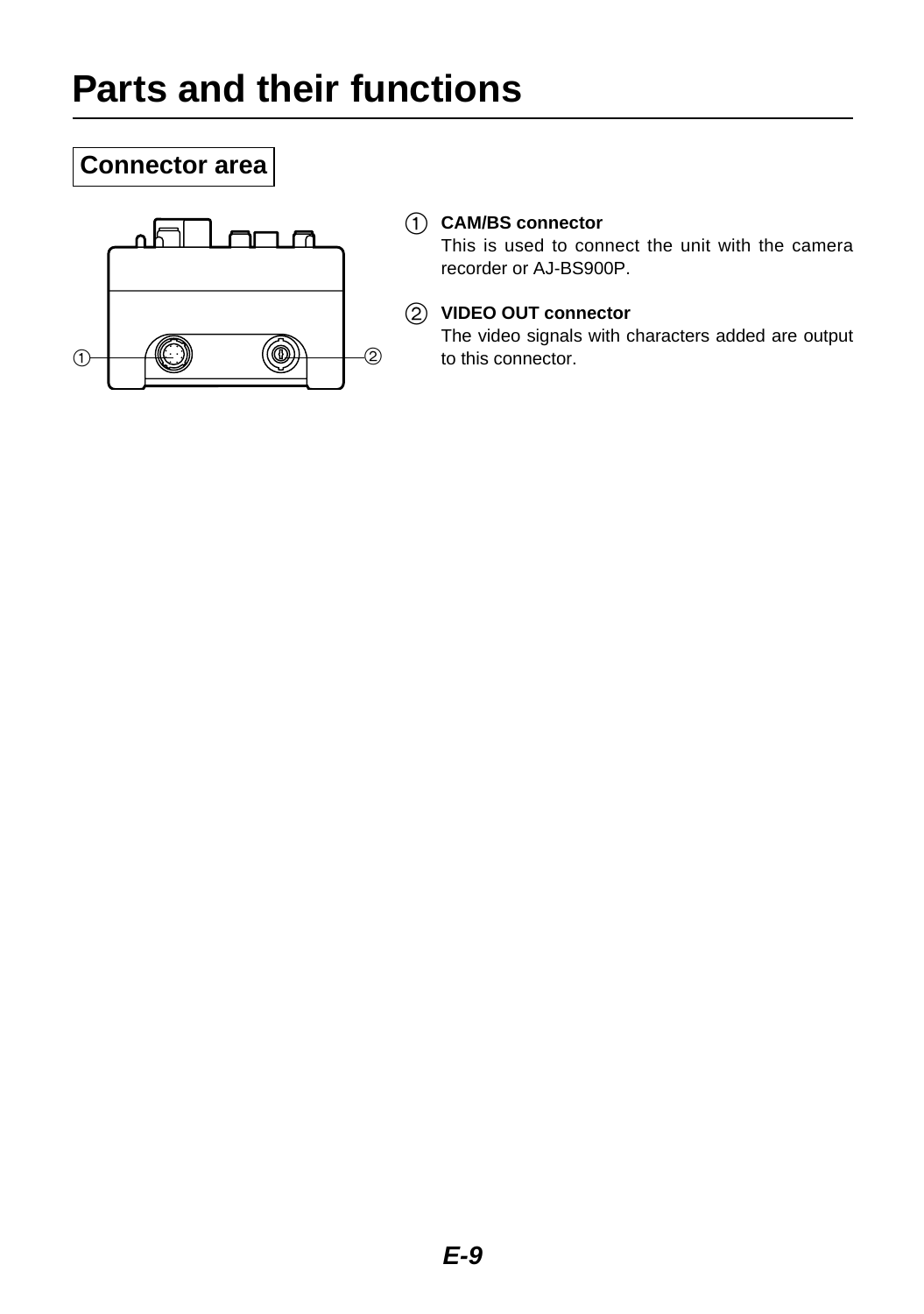# Parts and their functions

## Connector area

① **CAM/BS connector**
This is used to connect the unit with the camera recorder or AJ-BS900P.

② **VIDEO OUT connector**
The video signals with characters added are output to this connector.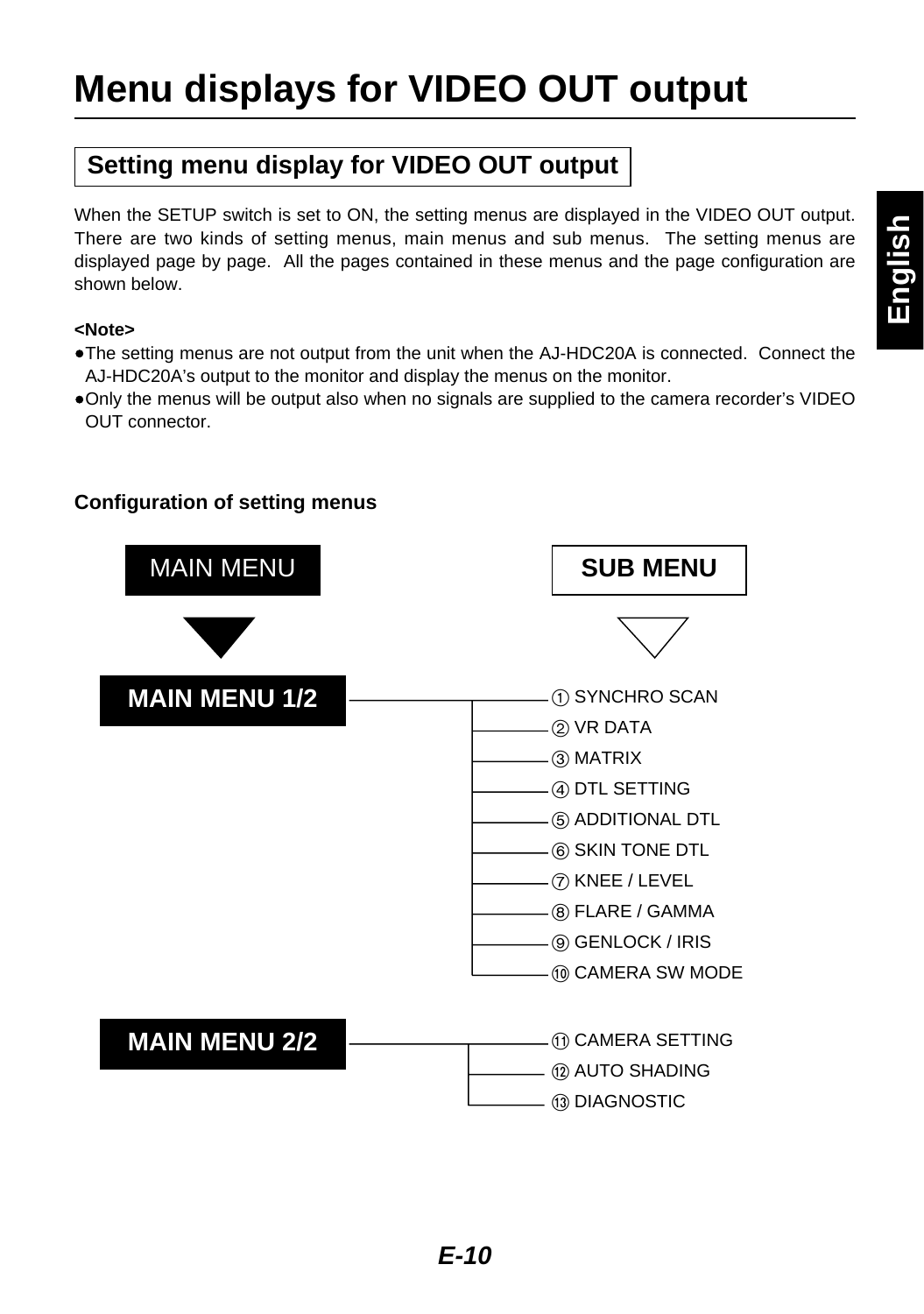# Menu displays for VIDEO OUT output

## Setting menu display for VIDEO OUT output

When the SETUP switch is set to ON, the setting menus are displayed in the VIDEO OUT output. There are two kinds of setting menus, main menus and sub menus. The setting menus are displayed page by page. All the pages contained in these menus and the page configuration are shown below.

**<Note>**

- The setting menus are not output from the unit when the AJ-HDC20A is connected. Connect the AJ-HDC20A's output to the monitor and display the menus on the monitor.
- Only the menus will be output also when no signals are supplied to the camera recorder's VIDEO OUT connector.

**Configuration of setting menus**

| MAIN MENU | SUB MENU |
|---|---|
| **MAIN MENU 1/2** | ① SYNCHRO SCAN |
| | ② VR DATA |
| | ③ MATRIX |
| | ④ DTL SETTING |
| | ⑤ ADDITIONAL DTL |
| | ⑥ SKIN TONE DTL |
| | ⑦ KNEE / LEVEL |
| | ⑧ FLARE / GAMMA |
| | ⑨ GENLOCK / IRIS |
| | ⑩ CAMERA SW MODE |
| **MAIN MENU 2/2** | ⑪ CAMERA SETTING |
| | ⑫ AUTO SHADING |
| | ⑬ DIAGNOSTIC |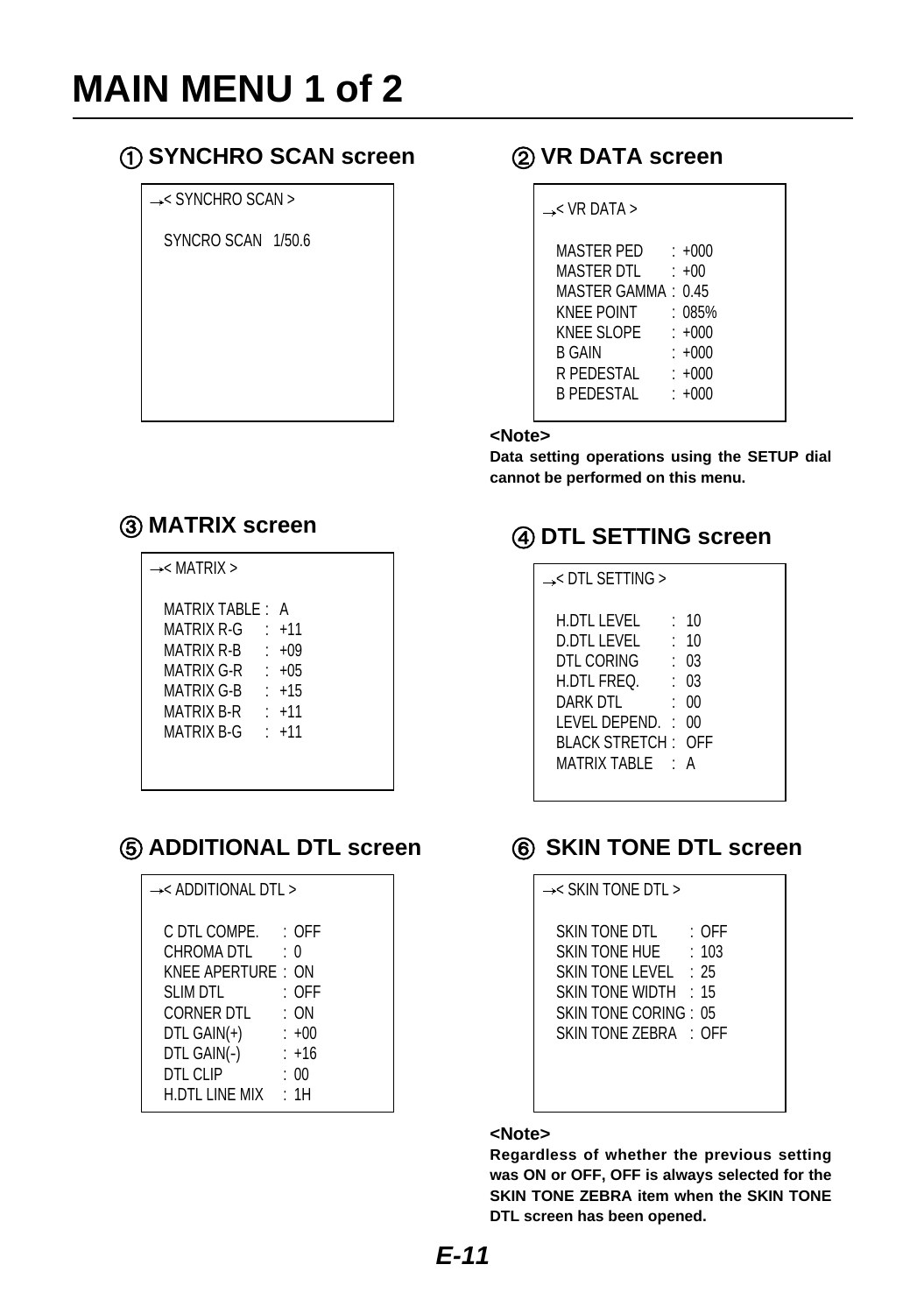# MAIN MENU 1 of 2

## ① SYNCHRO SCAN screen

```
→< SYNCHRO SCAN >

  SYNCRO SCAN   1/50.6
```

## ② VR DATA screen

```
→< VR DATA >

  MASTER PED      : +000
  MASTER DTL      : +00
  MASTER GAMMA : 0.45
  KNEE POINT      : 085%
  KNEE SLOPE      : +000
  B GAIN          : +000
  R PEDESTAL      : +000
  B PEDESTAL      : +000
```

**<Note>**

**Data setting operations using the SETUP dial cannot be performed on this menu.**

## ③ MATRIX screen

```
→< MATRIX >

  MATRIX TABLE : A
  MATRIX R-G    : +11
  MATRIX R-B    : +09
  MATRIX G-R    : +05
  MATRIX G-B    : +15
  MATRIX B-R    : +11
  MATRIX B-G    : +11
```

## ④ DTL SETTING screen

```
→< DTL SETTING >

  H.DTL LEVEL      : 10
  D.DTL LEVEL      : 10
  DTL CORING       : 03
  H.DTL FREQ.      : 03
  DARK DTL         : 00
  LEVEL DEPEND.  : 00
  BLACK STRETCH : OFF
  MATRIX TABLE    : A
```

## ⑤ ADDITIONAL DTL screen

```
→< ADDITIONAL DTL >

  C DTL COMPE.     : OFF
  CHROMA DTL       : 0
  KNEE APERTURE : ON
  SLIM DTL         : OFF
  CORNER DTL       : ON
  DTL GAIN(+)      : +00
  DTL GAIN(-)      : +16
  DTL CLIP         : 00
  H.DTL LINE MIX   : 1H
```

## ⑥ SKIN TONE DTL screen

```
→< SKIN TONE DTL >

  SKIN TONE DTL        : OFF
  SKIN TONE HUE        : 103
  SKIN TONE LEVEL      : 25
  SKIN TONE WIDTH      : 15
  SKIN TONE CORING : 05
  SKIN TONE ZEBRA      : OFF
```

**<Note>**

**Regardless of whether the previous setting was ON or OFF, OFF is always selected for the SKIN TONE ZEBRA item when the SKIN TONE DTL screen has been opened.**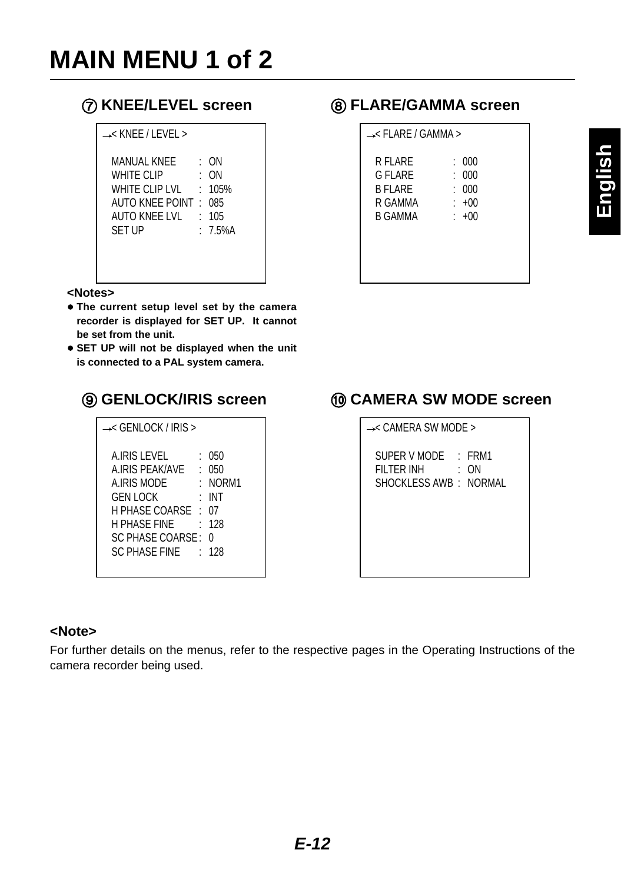# MAIN MENU 1 of 2

## ⑦ KNEE/LEVEL screen

```
→< KNEE / LEVEL >

  MANUAL KNEE       : ON
  WHITE CLIP        : ON
  WHITE CLIP LVL    : 105%
  AUTO KNEE POINT   : 085
  AUTO KNEE LVL     : 105
  SET UP            : 7.5%A
```

**<Notes>**

- **The current setup level set by the camera recorder is displayed for SET UP. It cannot be set from the unit.**
- **SET UP will not be displayed when the unit is connected to a PAL system camera.**

## ⑧ FLARE/GAMMA screen

```
→< FLARE / GAMMA >

  R FLARE    : 000
  G FLARE    : 000
  B FLARE    : 000
  R GAMMA    : +00
  B GAMMA    : +00
```

## ⑨ GENLOCK/IRIS screen

```
→< GENLOCK / IRIS >

  A.IRIS LEVEL       : 050
  A.IRIS PEAK/AVE    : 050
  A.IRIS MODE        : NORM1
  GEN LOCK           : INT
  H PHASE COARSE     : 07
  H PHASE FINE       : 128
  SC PHASE COARSE    : 0
  SC PHASE FINE      : 128
```

## ⑩ CAMERA SW MODE screen

```
→< CAMERA SW MODE >

  SUPER V MODE     : FRM1
  FILTER INH       : ON
  SHOCKLESS AWB    : NORMAL
```

**<Note>**

For further details on the menus, refer to the respective pages in the Operating Instructions of the camera recorder being used.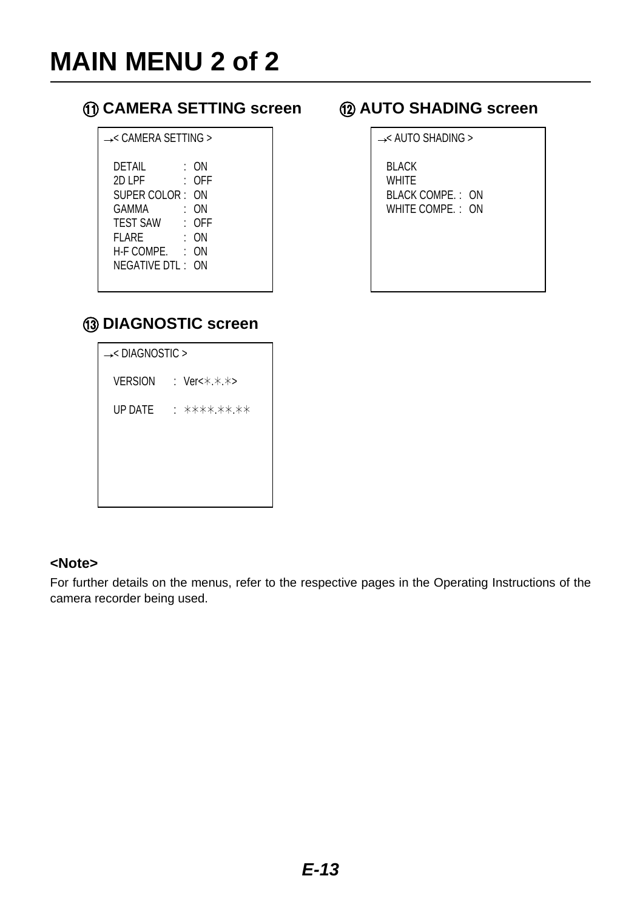# MAIN MENU 2 of 2

## ⑪ CAMERA SETTING screen

```
→< CAMERA SETTING >

  DETAIL          : ON
  2D LPF          : OFF
  SUPER COLOR     : ON
  GAMMA           : ON
  TEST SAW        : OFF
  FLARE           : ON
  H-F COMPE.      : ON
  NEGATIVE DTL    : ON
```

## ⑫ AUTO SHADING screen

```
→< AUTO SHADING >

  BLACK
  WHITE
  BLACK COMPE. : ON
  WHITE COMPE. : ON
```

## ⑬ DIAGNOSTIC screen

```
→< DIAGNOSTIC >

  VERSION   : Ver<*.*.*>

  UP DATE   : ****.**.**
```

**<Note>**

For further details on the menus, refer to the respective pages in the Operating Instructions of the camera recorder being used.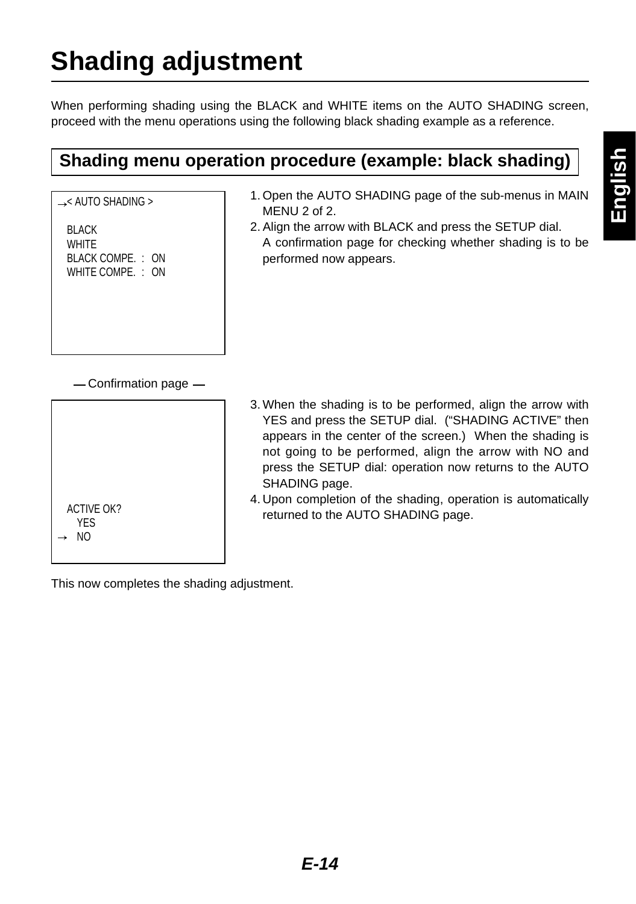# Shading adjustment

When performing shading using the BLACK and WHITE items on the AUTO SHADING screen, proceed with the menu operations using the following black shading example as a reference.

## Shading menu operation procedure (example: black shading)

```
→< AUTO SHADING >

  BLACK
  WHITE
  BLACK COMPE.  :  ON
  WHITE COMPE.  :  ON
```

1. Open the AUTO SHADING page of the sub-menus in MAIN MENU 2 of 2.
2. Align the arrow with BLACK and press the SETUP dial.
   A confirmation page for checking whether shading is to be performed now appears.

— Confirmation page —

```
  ACTIVE OK?
    YES
→   NO
```

3. When the shading is to be performed, align the arrow with YES and press the SETUP dial. (“SHADING ACTIVE” then appears in the center of the screen.) When the shading is not going to be performed, align the arrow with NO and press the SETUP dial: operation now returns to the AUTO SHADING page.
4. Upon completion of the shading, operation is automatically returned to the AUTO SHADING page.

This now completes the shading adjustment.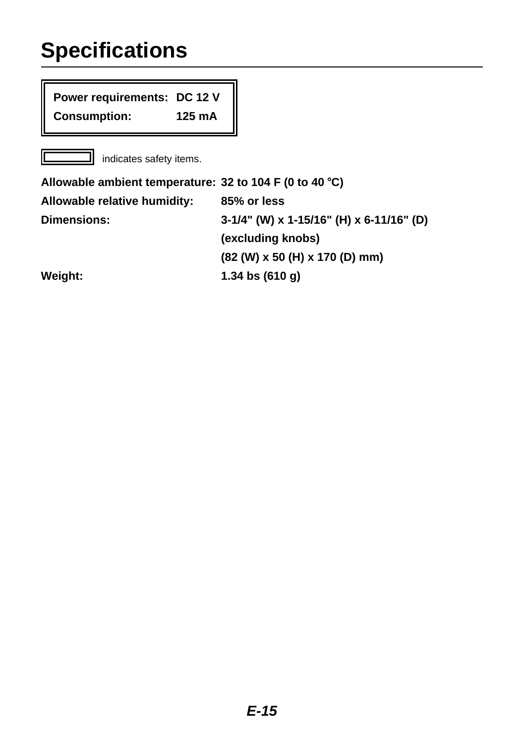# Specifications

| **Power requirements:** | **DC 12 V** |
|---|---|
| **Consumption:** | **125 mA** |

▭ indicates safety items.

| | |
|---|---|
| **Allowable ambient temperature:** | **32 to 104 F (0 to 40 °C)** |
| **Allowable relative humidity:** | **85% or less** |
| **Dimensions:** | **3-1/4" (W) x 1-15/16" (H) x 6-11/16" (D)** |
| | **(excluding knobs)** |
| | **(82 (W) x 50 (H) x 170 (D) mm)** |
| **Weight:** | **1.34 bs (610 g)** |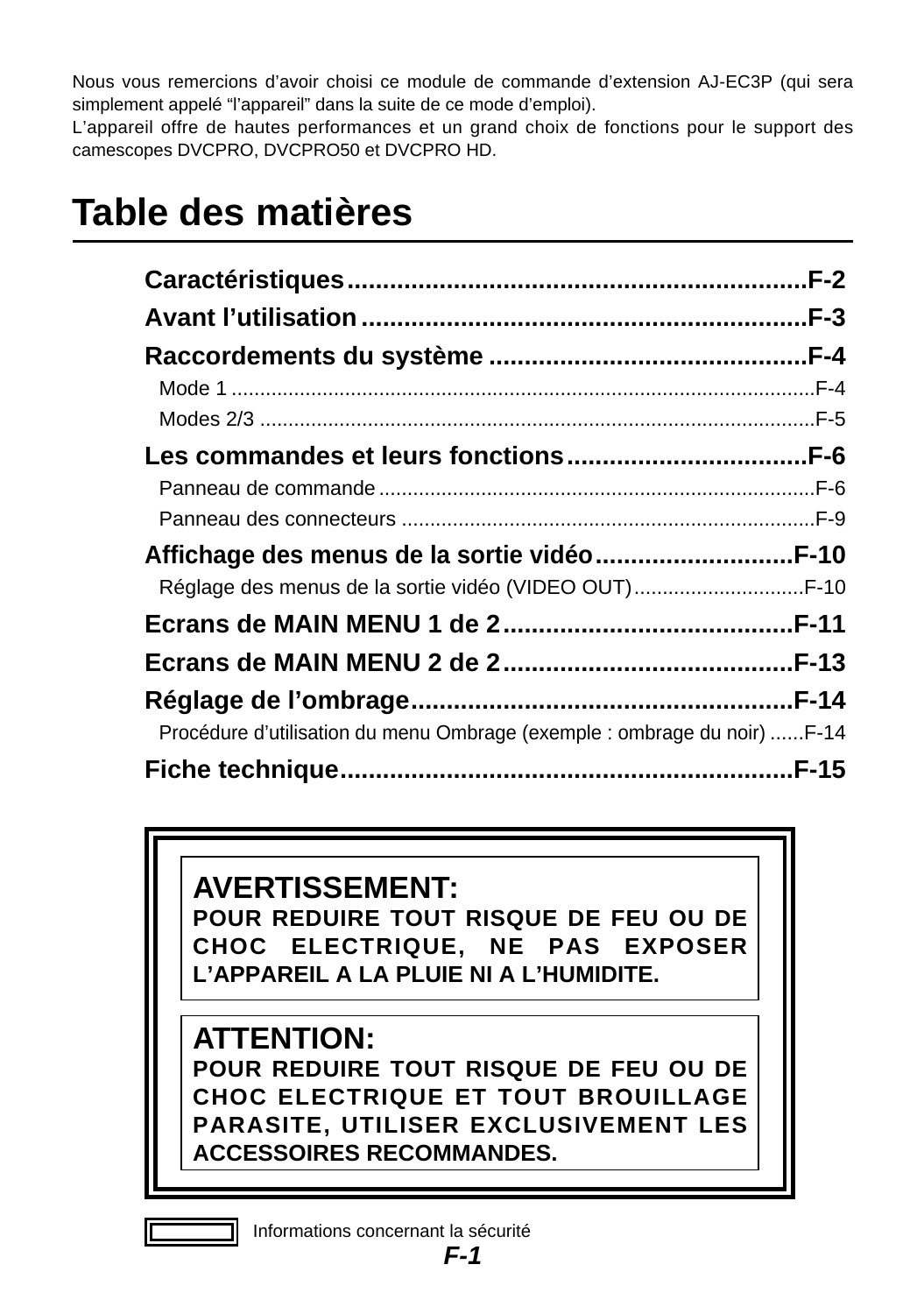Nous vous remercions d'avoir choisi ce module de commande d'extension AJ-EC3P (qui sera simplement appelé "l'appareil" dans la suite de ce mode d'emploi).
L'appareil offre de hautes performances et un grand choix de fonctions pour le support des camescopes DVCPRO, DVCPRO50 et DVCPRO HD.

# Table des matières

**Caractéristiques** ........................................................ **F-2**

**Avant l'utilisation** ........................................................ **F-3**

**Raccordements du système** ........................................ **F-4**

- Mode 1 ........................................................ F-4
- Modes 2/3 ........................................................ F-5

**Les commandes et leurs fonctions** ............................ **F-6**

- Panneau de commande ........................................ F-6
- Panneau des connecteurs .................................... F-9

**Affichage des menus de la sortie vidéo** .................... **F-10**

- Réglage des menus de la sortie vidéo (VIDEO OUT) ........ F-10

**Ecrans de MAIN MENU 1 de 2** .................................. **F-11**

**Ecrans de MAIN MENU 2 de 2** .................................. **F-13**

**Réglage de l'ombrage** .............................................. **F-14**

- Procédure d'utilisation du menu Ombrage (exemple : ombrage du noir) ...... F-14

**Fiche technique** ........................................................ **F-15**

**AVERTISSEMENT:**
**POUR REDUIRE TOUT RISQUE DE FEU OU DE CHOC ELECTRIQUE, NE PAS EXPOSER L'APPAREIL A LA PLUIE NI A L'HUMIDITE.**

**ATTENTION:**
**POUR REDUIRE TOUT RISQUE DE FEU OU DE CHOC ELECTRIQUE ET TOUT BROUILLAGE PARASITE, UTILISER EXCLUSIVEMENT LES ACCESSOIRES RECOMMANDES.**

Informations concernant la sécurité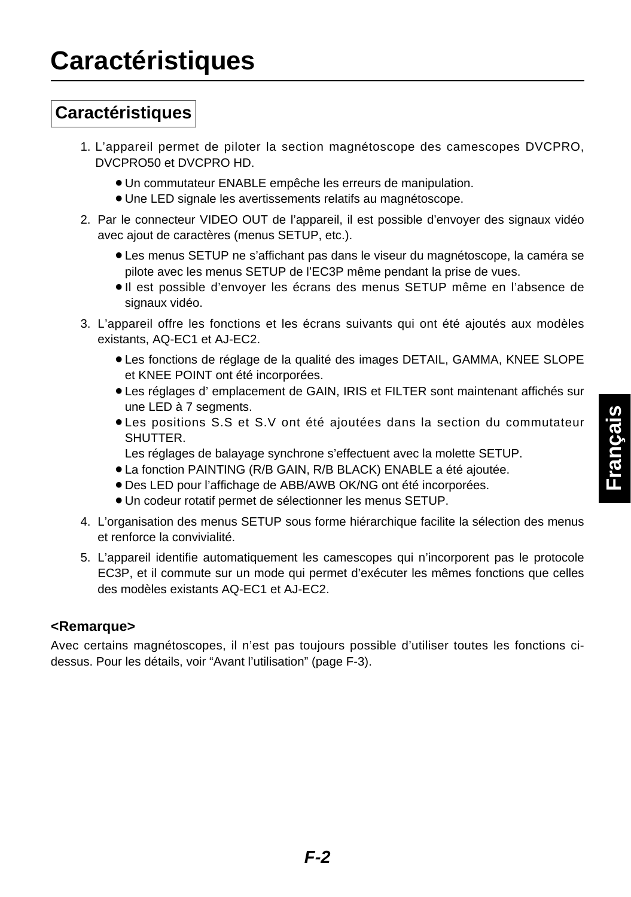# Caractéristiques

## Caractéristiques

1. L'appareil permet de piloter la section magnétoscope des camescopes DVCPRO, DVCPRO50 et DVCPRO HD.
   - Un commutateur ENABLE empêche les erreurs de manipulation.
   - Une LED signale les avertissements relatifs au magnétoscope.
2. Par le connecteur VIDEO OUT de l'appareil, il est possible d'envoyer des signaux vidéo avec ajout de caractères (menus SETUP, etc.).
   - Les menus SETUP ne s'affichant pas dans le viseur du magnétoscope, la caméra se pilote avec les menus SETUP de l'EC3P même pendant la prise de vues.
   - Il est possible d'envoyer les écrans des menus SETUP même en l'absence de signaux vidéo.
3. L'appareil offre les fonctions et les écrans suivants qui ont été ajoutés aux modèles existants, AQ-EC1 et AJ-EC2.
   - Les fonctions de réglage de la qualité des images DETAIL, GAMMA, KNEE SLOPE et KNEE POINT ont été incorporées.
   - Les réglages d' emplacement de GAIN, IRIS et FILTER sont maintenant affichés sur une LED à 7 segments.
   - Les positions S.S et S.V ont été ajoutées dans la section du commutateur SHUTTER.
     Les réglages de balayage synchrone s'effectuent avec la molette SETUP.
   - La fonction PAINTING (R/B GAIN, R/B BLACK) ENABLE a été ajoutée.
   - Des LED pour l'affichage de ABB/AWB OK/NG ont été incorporées.
   - Un codeur rotatif permet de sélectionner les menus SETUP.
4. L'organisation des menus SETUP sous forme hiérarchique facilite la sélection des menus et renforce la convivialité.
5. L'appareil identifie automatiquement les camescopes qui n'incorporent pas le protocole EC3P, et il commute sur un mode qui permet d'exécuter les mêmes fonctions que celles des modèles existants AQ-EC1 et AJ-EC2.

**<Remarque>**

Avec certains magnétoscopes, il n'est pas toujours possible d'utiliser toutes les fonctions ci-dessus. Pour les détails, voir “Avant l'utilisation” (page F-3).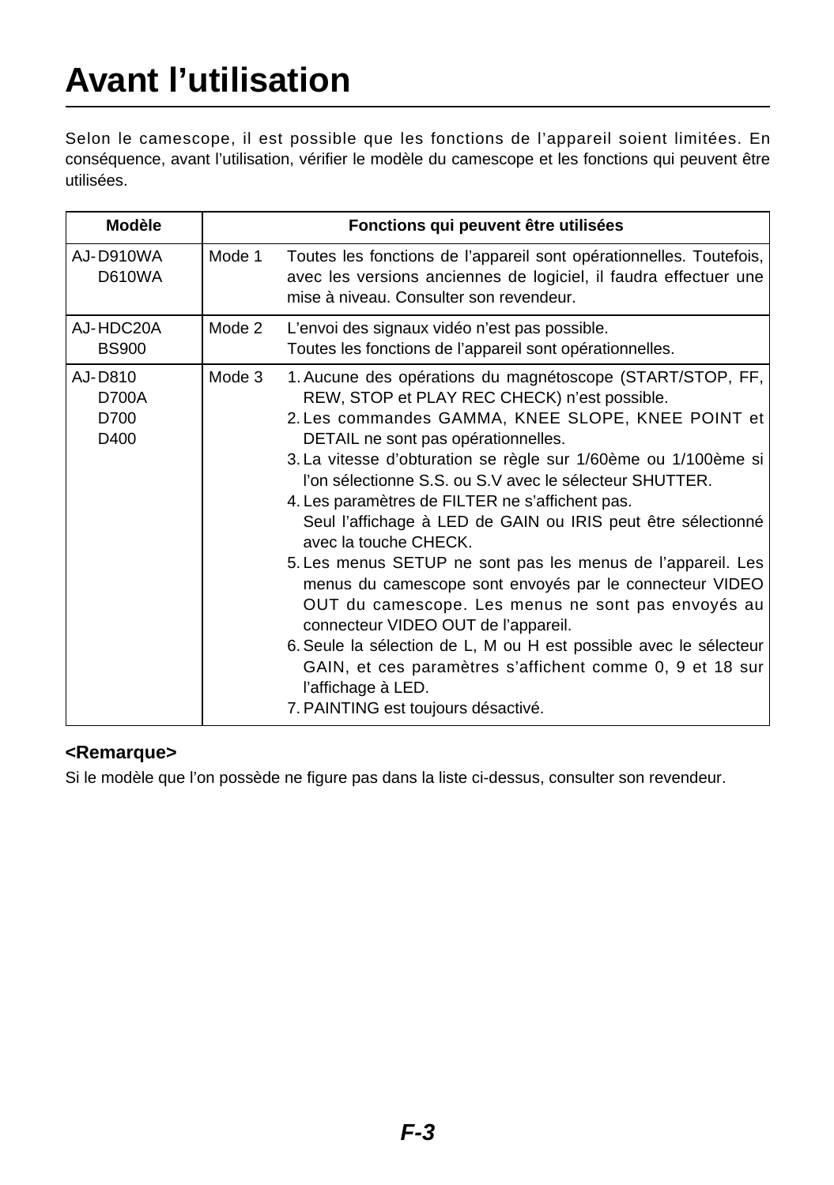# Avant l’utilisation

Selon le camescope, il est possible que les fonctions de l’appareil soient limitées. En conséquence, avant l’utilisation, vérifier le modèle du camescope et les fonctions qui peuvent être utilisées.

| Modèle | Fonctions qui peuvent être utilisées | |
|---|---|---|
| AJ-D910WA<br>D610WA | Mode 1 | Toutes les fonctions de l’appareil sont opérationnelles. Toutefois, avec les versions anciennes de logiciel, il faudra effectuer une mise à niveau. Consulter son revendeur. |
| AJ-HDC20A<br>BS900 | Mode 2 | L’envoi des signaux vidéo n’est pas possible.<br>Toutes les fonctions de l’appareil sont opérationnelles. |
| AJ-D810<br>D700A<br>D700<br>D400 | Mode 3 | 1. Aucune des opérations du magnétoscope (START/STOP, FF, REW, STOP et PLAY REC CHECK) n’est possible.<br>2. Les commandes GAMMA, KNEE SLOPE, KNEE POINT et DETAIL ne sont pas opérationnelles.<br>3. La vitesse d’obturation se règle sur 1/60ème ou 1/100ème si l’on sélectionne S.S. ou S.V avec le sélecteur SHUTTER.<br>4. Les paramètres de FILTER ne s’affichent pas. Seul l’affichage à LED de GAIN ou IRIS peut être sélectionné avec la touche CHECK.<br>5. Les menus SETUP ne sont pas les menus de l’appareil. Les menus du camescope sont envoyés par le connecteur VIDEO OUT du camescope. Les menus ne sont pas envoyés au connecteur VIDEO OUT de l’appareil.<br>6. Seule la sélection de L, M ou H est possible avec le sélecteur GAIN, et ces paramètres s’affichent comme 0, 9 et 18 sur l’affichage à LED.<br>7. PAINTING est toujours désactivé. |

**<Remarque>**

Si le modèle que l’on possède ne figure pas dans la liste ci-dessus, consulter son revendeur.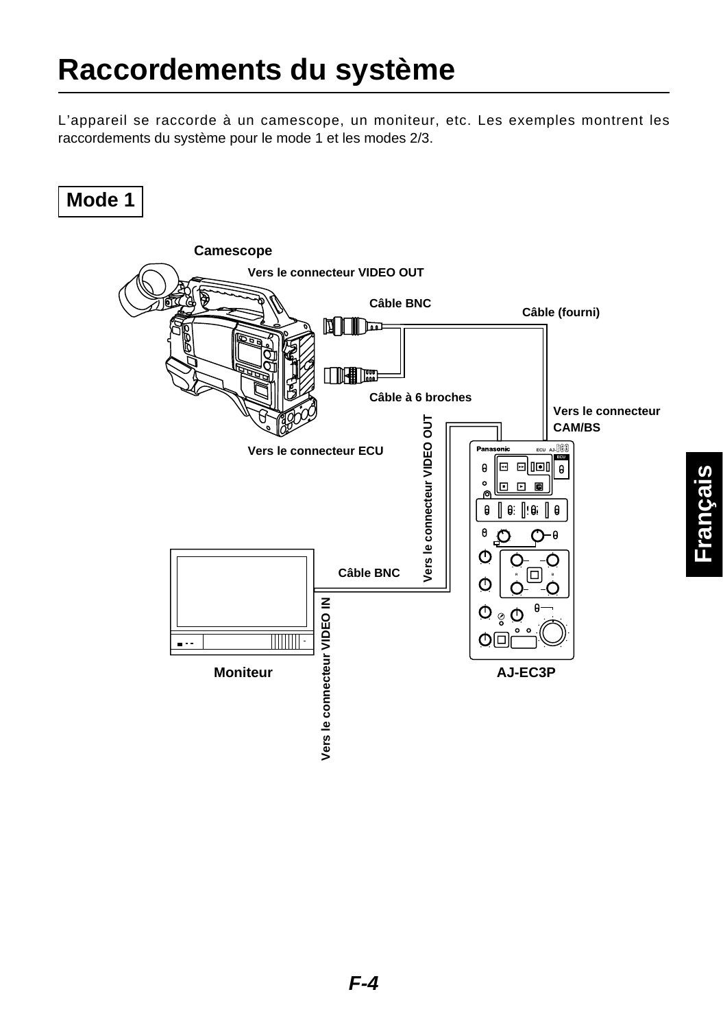# Raccordements du système

L'appareil se raccorde à un camescope, un moniteur, etc. Les exemples montrent les raccordements du système pour le mode 1 et les modes 2/3.

## Mode 1

Camescope

Vers le connecteur VIDEO OUT

Câble BNC

Câble (fourni)

Câble à 6 broches

Vers le connecteur CAM/BS

Vers le connecteur ECU

Vers le connecteur VIDEO OUT

Câble BNC

Vers le connecteur VIDEO IN

Moniteur

AJ-EC3P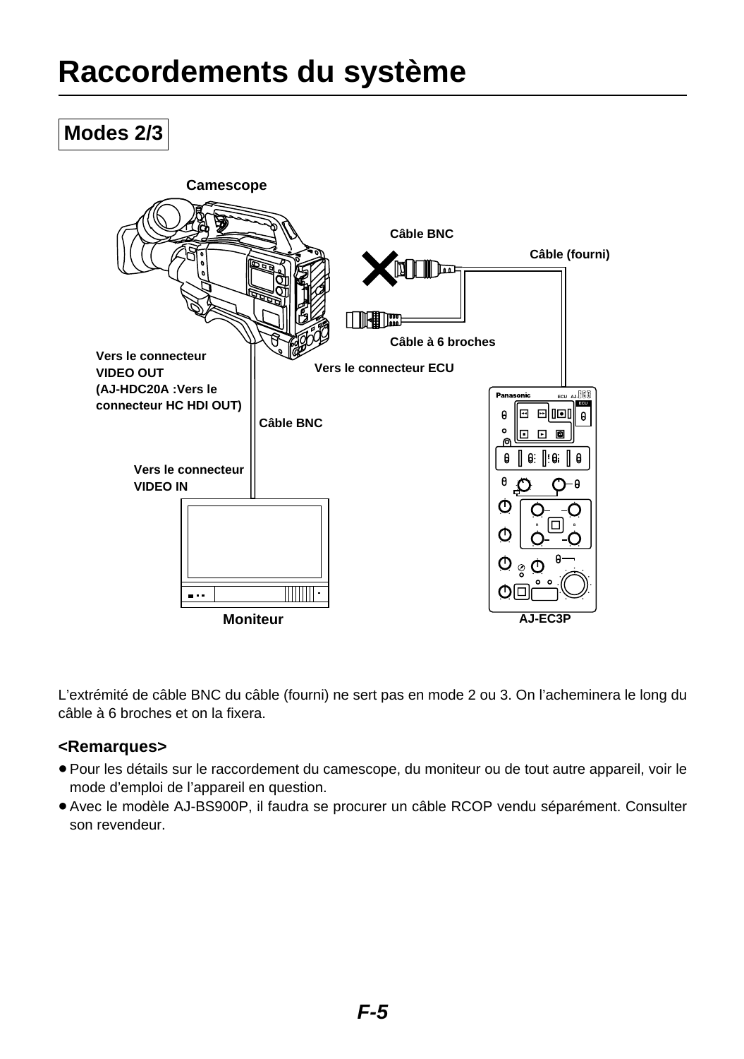# Raccordements du système

## Modes 2/3

Camescope

Câble BNC

Câble (fourni)

Câble à 6 broches

Vers le connecteur VIDEO OUT (AJ-HDC20A :Vers le connecteur HC HDI OUT)

Vers le connecteur ECU

Câble BNC

Vers le connecteur VIDEO IN

Moniteur

AJ-EC3P

L’extrémité de câble BNC du câble (fourni) ne sert pas en mode 2 ou 3. On l’acheminera le long du câble à 6 broches et on la fixera.

### <Remarques>

- Pour les détails sur le raccordement du camescope, du moniteur ou de tout autre appareil, voir le mode d’emploi de l’appareil en question.
- Avec le modèle AJ-BS900P, il faudra se procurer un câble RCOP vendu séparément. Consulter son revendeur.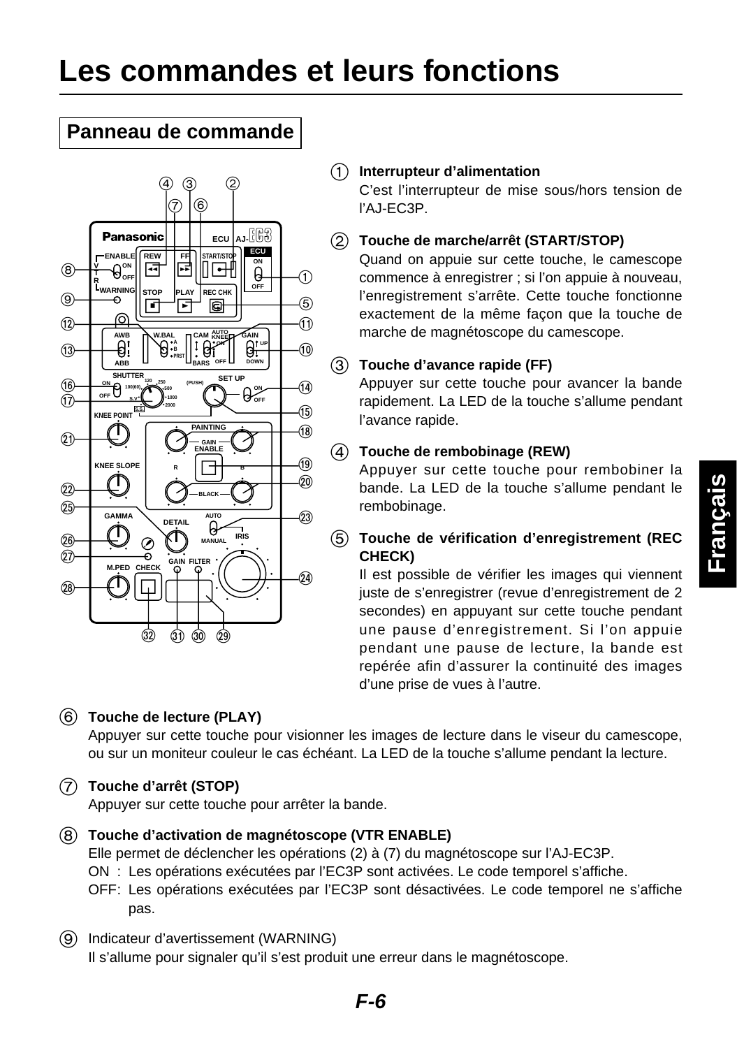# Les commandes et leurs fonctions

## Panneau de commande

① **Interrupteur d'alimentation**
C'est l'interrupteur de mise sous/hors tension de l'AJ-EC3P.

② **Touche de marche/arrêt (START/STOP)**
Quand on appuie sur cette touche, le camescope commence à enregistrer ; si l'on appuie à nouveau, l'enregistrement s'arrête. Cette touche fonctionne exactement de la même façon que la touche de marche de magnétoscope du camescope.

③ **Touche d'avance rapide (FF)**
Appuyer sur cette touche pour avancer la bande rapidement. La LED de la touche s'allume pendant l'avance rapide.

④ **Touche de rembobinage (REW)**
Appuyer sur cette touche pour rembobiner la bande. La LED de la touche s'allume pendant le rembobinage.

⑤ **Touche de vérification d'enregistrement (REC CHECK)**
Il est possible de vérifier les images qui viennent juste de s'enregistrer (revue d'enregistrement de 2 secondes) en appuyant sur cette touche pendant une pause d'enregistrement. Si l'on appuie pendant une pause de lecture, la bande est repérée afin d'assurer la continuité des images d'une prise de vues à l'autre.

⑥ **Touche de lecture (PLAY)**
Appuyer sur cette touche pour visionner les images de lecture dans le viseur du camescope, ou sur un moniteur couleur le cas échéant. La LED de la touche s'allume pendant la lecture.

⑦ **Touche d'arrêt (STOP)**
Appuyer sur cette touche pour arrêter la bande.

⑧ **Touche d'activation de magnétoscope (VTR ENABLE)**
Elle permet de déclencher les opérations (2) à (7) du magnétoscope sur l'AJ-EC3P.
ON : Les opérations exécutées par l'EC3P sont activées. Le code temporel s'affiche.
OFF: Les opérations exécutées par l'EC3P sont désactivées. Le code temporel ne s'affiche pas.

⑨ Indicateur d'avertissement (WARNING)
Il s'allume pour signaler qu'il s'est produit une erreur dans le magnétoscope.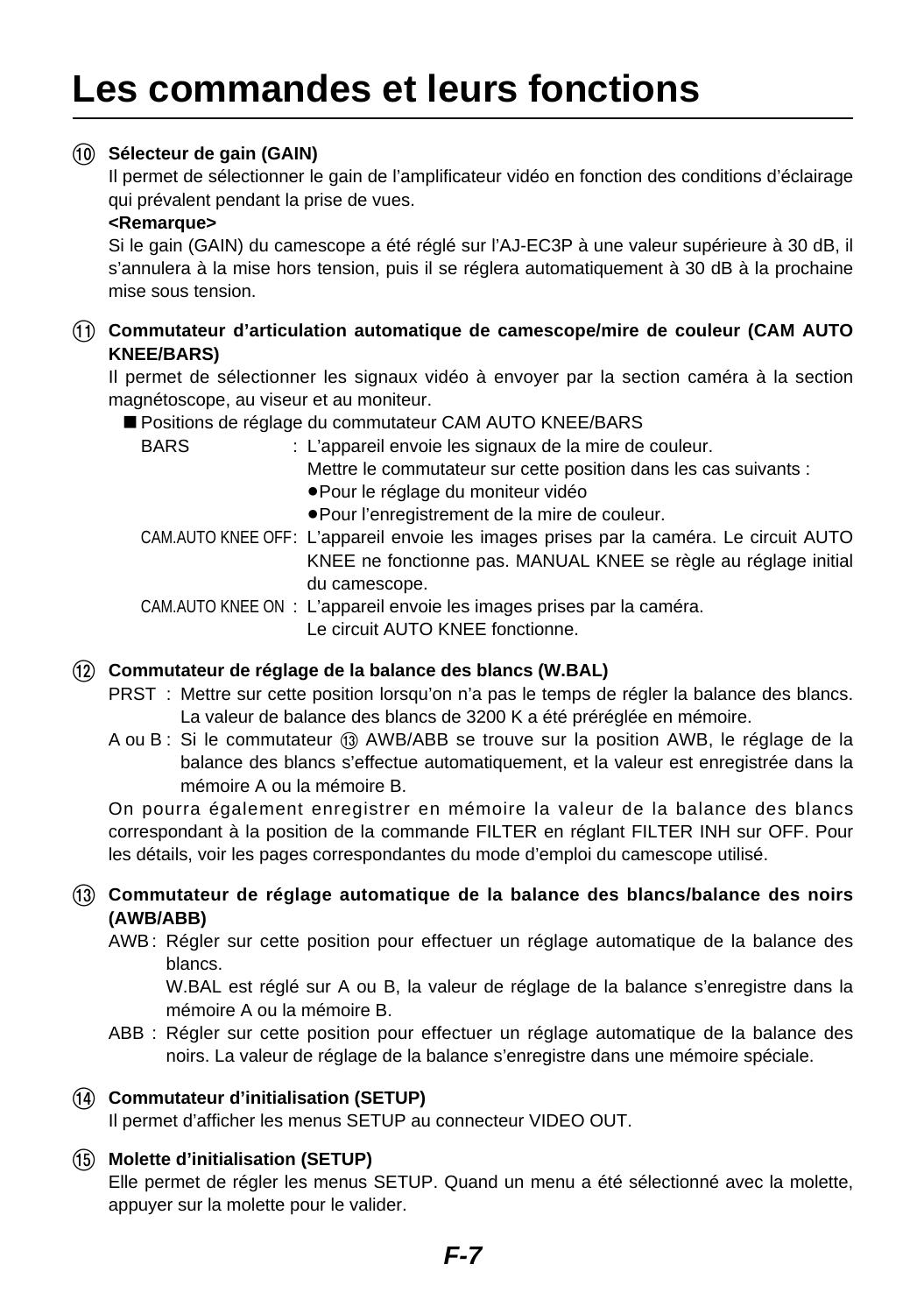# Les commandes et leurs fonctions

⑩ **Sélecteur de gain (GAIN)**

Il permet de sélectionner le gain de l'amplificateur vidéo en fonction des conditions d'éclairage qui prévalent pendant la prise de vues.

**<Remarque>**

Si le gain (GAIN) du camescope a été réglé sur l'AJ-EC3P à une valeur supérieure à 30 dB, il s'annulera à la mise hors tension, puis il se réglera automatiquement à 30 dB à la prochaine mise sous tension.

⑪ **Commutateur d'articulation automatique de camescope/mire de couleur (CAM AUTO KNEE/BARS)**

Il permet de sélectionner les signaux vidéo à envoyer par la section caméra à la section magnétoscope, au viseur et au moniteur.

■ Positions de réglage du commutateur CAM AUTO KNEE/BARS

BARS : L'appareil envoie les signaux de la mire de couleur.
Mettre le commutateur sur cette position dans les cas suivants :
- Pour le réglage du moniteur vidéo
- Pour l'enregistrement de la mire de couleur.

CAM.AUTO KNEE OFF : L'appareil envoie les images prises par la caméra. Le circuit AUTO KNEE ne fonctionne pas. MANUAL KNEE se règle au réglage initial du camescope.

CAM.AUTO KNEE ON : L'appareil envoie les images prises par la caméra.
Le circuit AUTO KNEE fonctionne.

⑫ **Commutateur de réglage de la balance des blancs (W.BAL)**

PRST : Mettre sur cette position lorsqu'on n'a pas le temps de régler la balance des blancs. La valeur de balance des blancs de 3200 K a été préréglée en mémoire.

A ou B : Si le commutateur ⑬ AWB/ABB se trouve sur la position AWB, le réglage de la balance des blancs s'effectue automatiquement, et la valeur est enregistrée dans la mémoire A ou la mémoire B.

On pourra également enregistrer en mémoire la valeur de la balance des blancs correspondant à la position de la commande FILTER en réglant FILTER INH sur OFF. Pour les détails, voir les pages correspondantes du mode d'emploi du camescope utilisé.

⑬ **Commutateur de réglage automatique de la balance des blancs/balance des noirs (AWB/ABB)**

AWB : Régler sur cette position pour effectuer un réglage automatique de la balance des blancs.
W.BAL est réglé sur A ou B, la valeur de réglage de la balance s'enregistre dans la mémoire A ou la mémoire B.

ABB : Régler sur cette position pour effectuer un réglage automatique de la balance des noirs. La valeur de réglage de la balance s'enregistre dans une mémoire spéciale.

⑭ **Commutateur d'initialisation (SETUP)**

Il permet d'afficher les menus SETUP au connecteur VIDEO OUT.

⑮ **Molette d'initialisation (SETUP)**

Elle permet de régler les menus SETUP. Quand un menu a été sélectionné avec la molette, appuyer sur la molette pour le valider.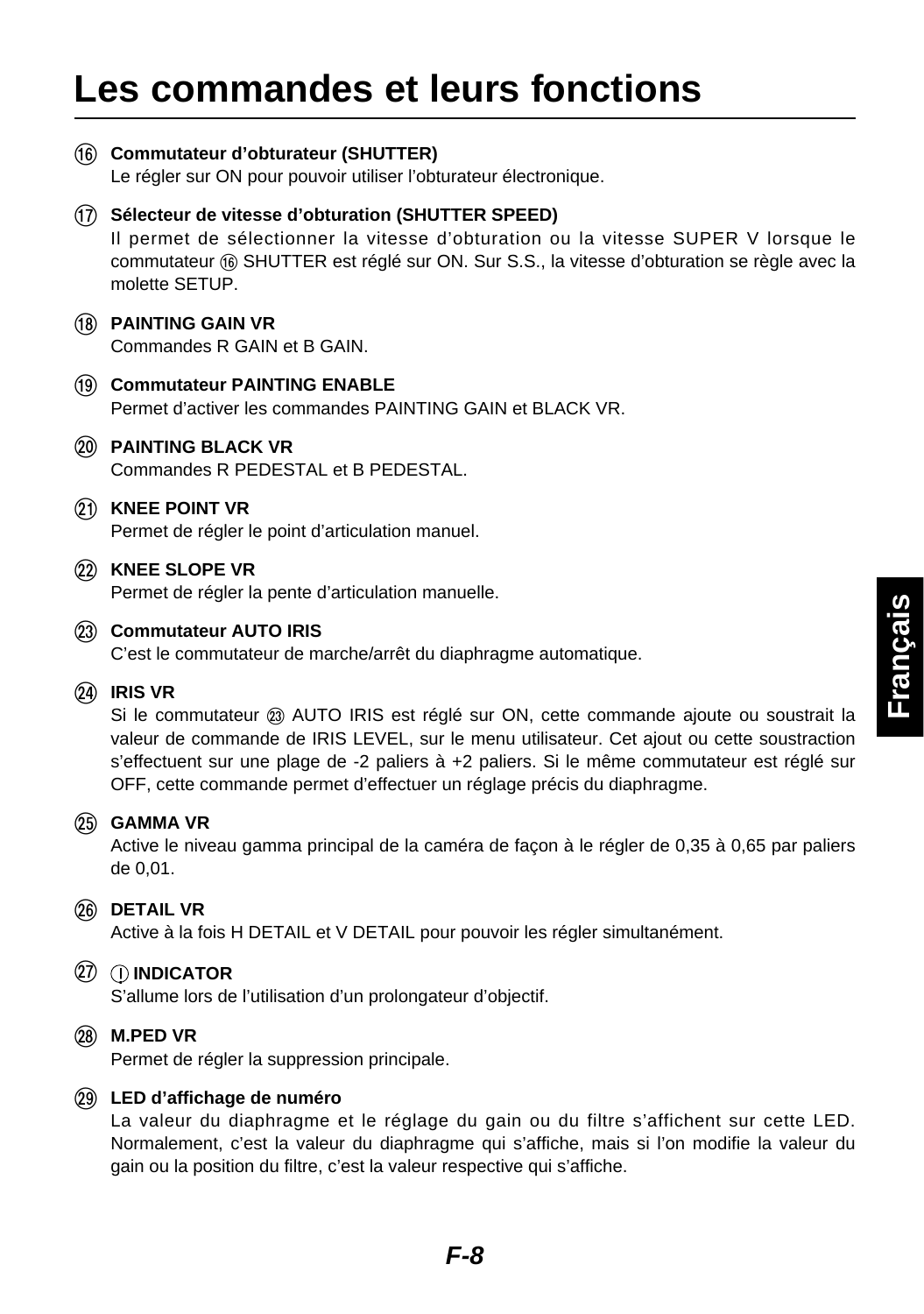# Les commandes et leurs fonctions

⑯ **Commutateur d'obturateur (SHUTTER)**
Le régler sur ON pour pouvoir utiliser l'obturateur électronique.

⑰ **Sélecteur de vitesse d'obturation (SHUTTER SPEED)**
Il permet de sélectionner la vitesse d'obturation ou la vitesse SUPER V lorsque le commutateur ⑯ SHUTTER est réglé sur ON. Sur S.S., la vitesse d'obturation se règle avec la molette SETUP.

⑱ **PAINTING GAIN VR**
Commandes R GAIN et B GAIN.

⑲ **Commutateur PAINTING ENABLE**
Permet d'activer les commandes PAINTING GAIN et BLACK VR.

⑳ **PAINTING BLACK VR**
Commandes R PEDESTAL et B PEDESTAL.

㉑ **KNEE POINT VR**
Permet de régler le point d'articulation manuel.

㉒ **KNEE SLOPE VR**
Permet de régler la pente d'articulation manuelle.

㉓ **Commutateur AUTO IRIS**
C'est le commutateur de marche/arrêt du diaphragme automatique.

㉔ **IRIS VR**
Si le commutateur ㉓ AUTO IRIS est réglé sur ON, cette commande ajoute ou soustrait la valeur de commande de IRIS LEVEL, sur le menu utilisateur. Cet ajout ou cette soustraction s'effectuent sur une plage de -2 paliers à +2 paliers. Si le même commutateur est réglé sur OFF, cette commande permet d'effectuer un réglage précis du diaphragme.

㉕ **GAMMA VR**
Active le niveau gamma principal de la caméra de façon à le régler de 0,35 à 0,65 par paliers de 0,01.

㉖ **DETAIL VR**
Active à la fois H DETAIL et V DETAIL pour pouvoir les régler simultanément.

㉗ **ⓘ INDICATOR**
S'allume lors de l'utilisation d'un prolongateur d'objectif.

㉘ **M.PED VR**
Permet de régler la suppression principale.

㉙ **LED d'affichage de numéro**
La valeur du diaphragme et le réglage du gain ou du filtre s'affichent sur cette LED. Normalement, c'est la valeur du diaphragme qui s'affiche, mais si l'on modifie la valeur du gain ou la position du filtre, c'est la valeur respective qui s'affiche.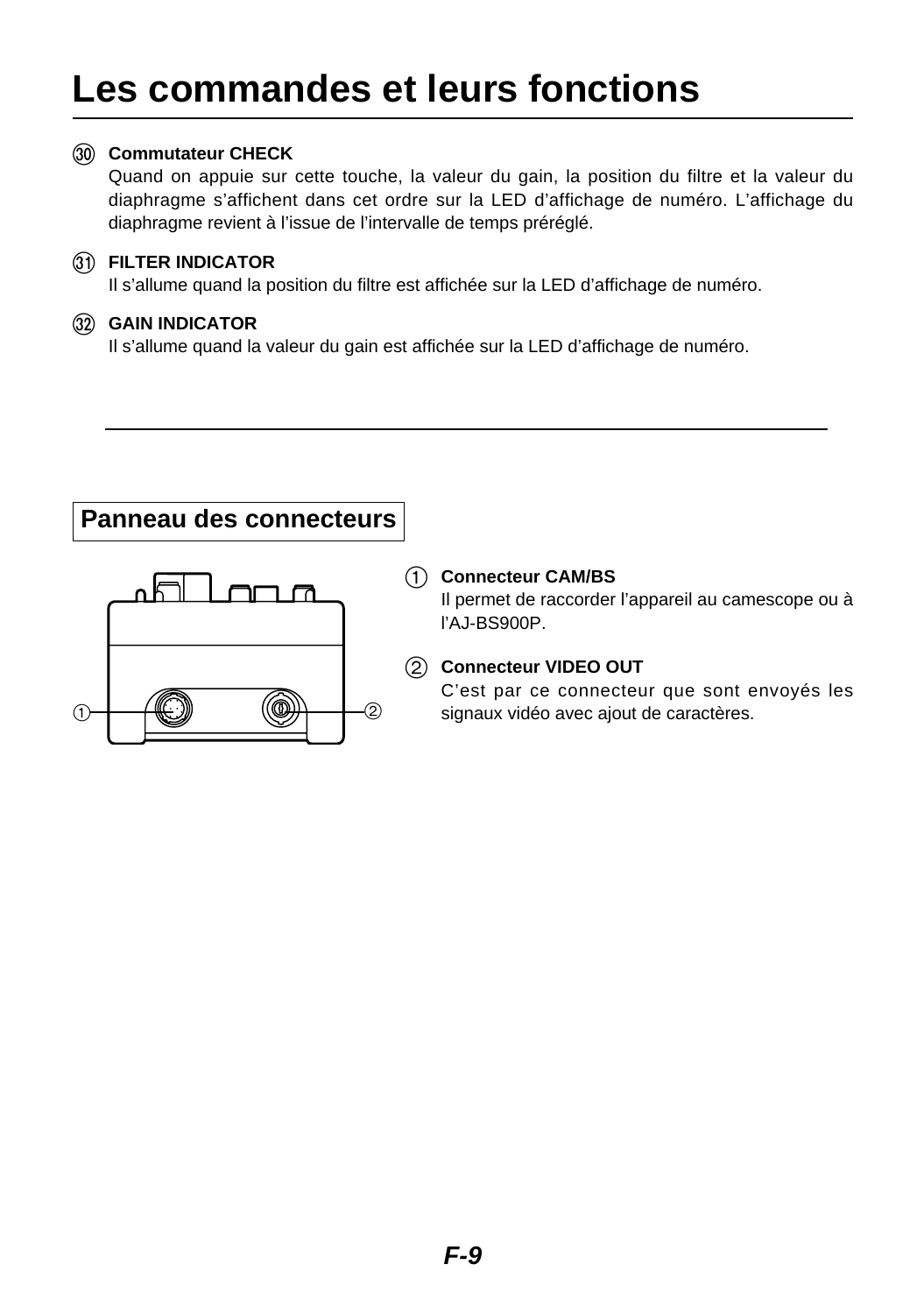# Les commandes et leurs fonctions

㉚ **Commutateur CHECK**
Quand on appuie sur cette touche, la valeur du gain, la position du filtre et la valeur du diaphragme s'affichent dans cet ordre sur la LED d'affichage de numéro. L'affichage du diaphragme revient à l'issue de l'intervalle de temps préréglé.

㉛ **FILTER INDICATOR**
Il s'allume quand la position du filtre est affichée sur la LED d'affichage de numéro.

㉜ **GAIN INDICATOR**
Il s'allume quand la valeur du gain est affichée sur la LED d'affichage de numéro.

---

## Panneau des connecteurs

① **Connecteur CAM/BS**
Il permet de raccorder l'appareil au camescope ou à l'AJ-BS900P.

② **Connecteur VIDEO OUT**
C'est par ce connecteur que sont envoyés les signaux vidéo avec ajout de caractères.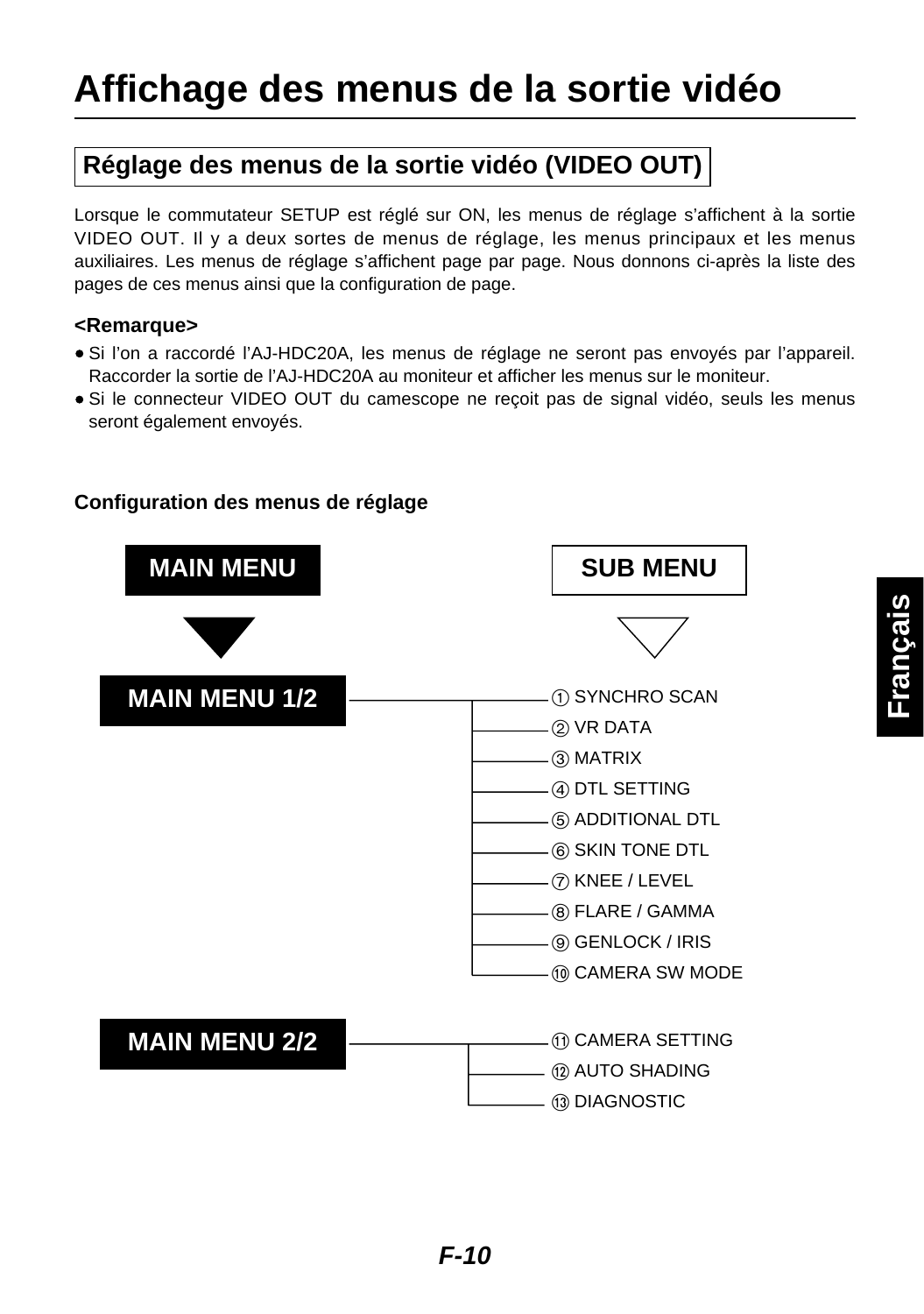# Affichage des menus de la sortie vidéo

## Réglage des menus de la sortie vidéo (VIDEO OUT)

Lorsque le commutateur SETUP est réglé sur ON, les menus de réglage s'affichent à la sortie VIDEO OUT. Il y a deux sortes de menus de réglage, les menus principaux et les menus auxiliaires. Les menus de réglage s'affichent page par page. Nous donnons ci-après la liste des pages de ces menus ainsi que la configuration de page.

**<Remarque>**

- Si l'on a raccordé l'AJ-HDC20A, les menus de réglage ne seront pas envoyés par l'appareil. Raccorder la sortie de l'AJ-HDC20A au moniteur et afficher les menus sur le moniteur.
- Si le connecteur VIDEO OUT du camescope ne reçoit pas de signal vidéo, seuls les menus seront également envoyés.

**Configuration des menus de réglage**

**MAIN MENU** ▼ — **SUB MENU** ▽

**MAIN MENU 1/2**

- ① SYNCHRO SCAN
- ② VR DATA
- ③ MATRIX
- ④ DTL SETTING
- ⑤ ADDITIONAL DTL
- ⑥ SKIN TONE DTL
- ⑦ KNEE / LEVEL
- ⑧ FLARE / GAMMA
- ⑨ GENLOCK / IRIS
- ⑩ CAMERA SW MODE

**MAIN MENU 2/2**

- ⑪ CAMERA SETTING
- ⑫ AUTO SHADING
- ⑬ DIAGNOSTIC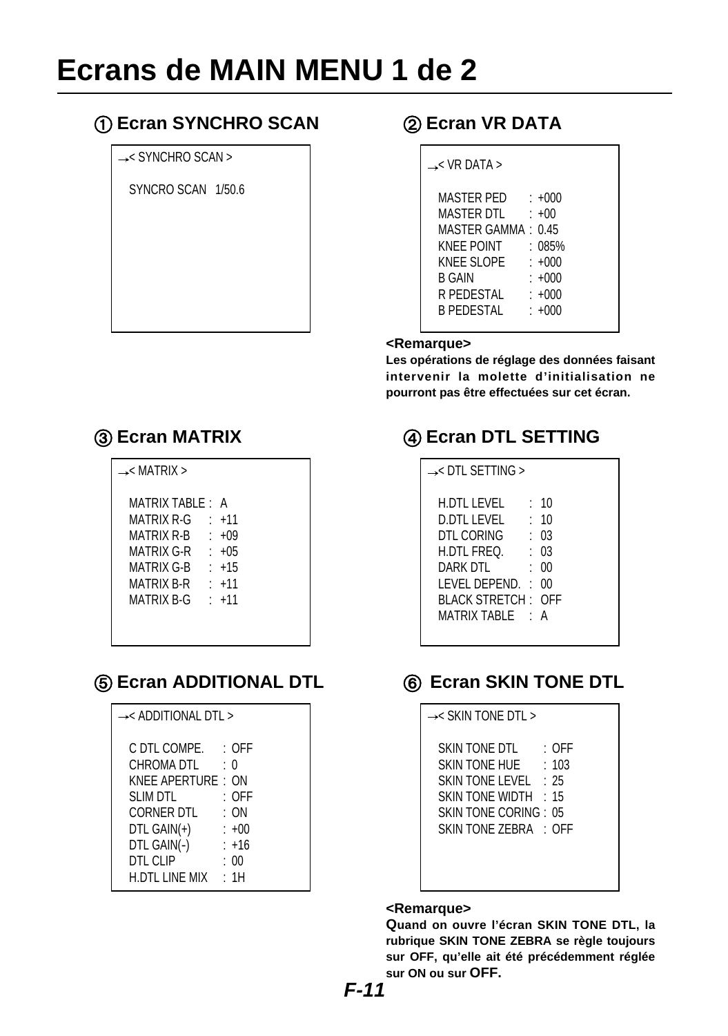# Ecrans de MAIN MENU 1 de 2

## ① Ecran SYNCHRO SCAN

```
→< SYNCHRO SCAN >

  SYNCRO SCAN   1/50.6
```

## ② Ecran VR DATA

```
→< VR DATA >

  MASTER PED      : +000
  MASTER DTL      : +00
  MASTER GAMMA : 0.45
  KNEE POINT      : 085%
  KNEE SLOPE      : +000
  B GAIN          : +000
  R PEDESTAL      : +000
  B PEDESTAL      : +000
```

**<Remarque>**

**Les opérations de réglage des données faisant intervenir la molette d'initialisation ne pourront pas être effectuées sur cet écran.**

## ③ Ecran MATRIX

```
→< MATRIX >

  MATRIX TABLE : A
  MATRIX R-G    : +11
  MATRIX R-B    : +09
  MATRIX G-R    : +05
  MATRIX G-B    : +15
  MATRIX B-R    : +11
  MATRIX B-G    : +11
```

## ④ Ecran DTL SETTING

```
→< DTL SETTING >

  H.DTL LEVEL      : 10
  D.DTL LEVEL      : 10
  DTL CORING       : 03
  H.DTL FREQ.      : 03
  DARK DTL         : 00
  LEVEL DEPEND.  : 00
  BLACK STRETCH : OFF
  MATRIX TABLE    : A
```

## ⑤ Ecran ADDITIONAL DTL

```
→< ADDITIONAL DTL >

  C DTL COMPE.      : OFF
  CHROMA DTL        : 0
  KNEE APERTURE : ON
  SLIM DTL          : OFF
  CORNER DTL        : ON
  DTL GAIN(+)       : +00
  DTL GAIN(-)       : +16
  DTL CLIP          : 00
  H.DTL LINE MIX   : 1H
```

## ⑥ Ecran SKIN TONE DTL

```
→< SKIN TONE DTL >

  SKIN TONE DTL        : OFF
  SKIN TONE HUE        : 103
  SKIN TONE LEVEL     : 25
  SKIN TONE WIDTH    : 15
  SKIN TONE CORING : 05
  SKIN TONE ZEBRA    : OFF
```

**<Remarque>**

**Quand on ouvre l'écran SKIN TONE DTL, la rubrique SKIN TONE ZEBRA se règle toujours sur OFF, qu'elle ait été précédemment réglée sur ON ou sur OFF.**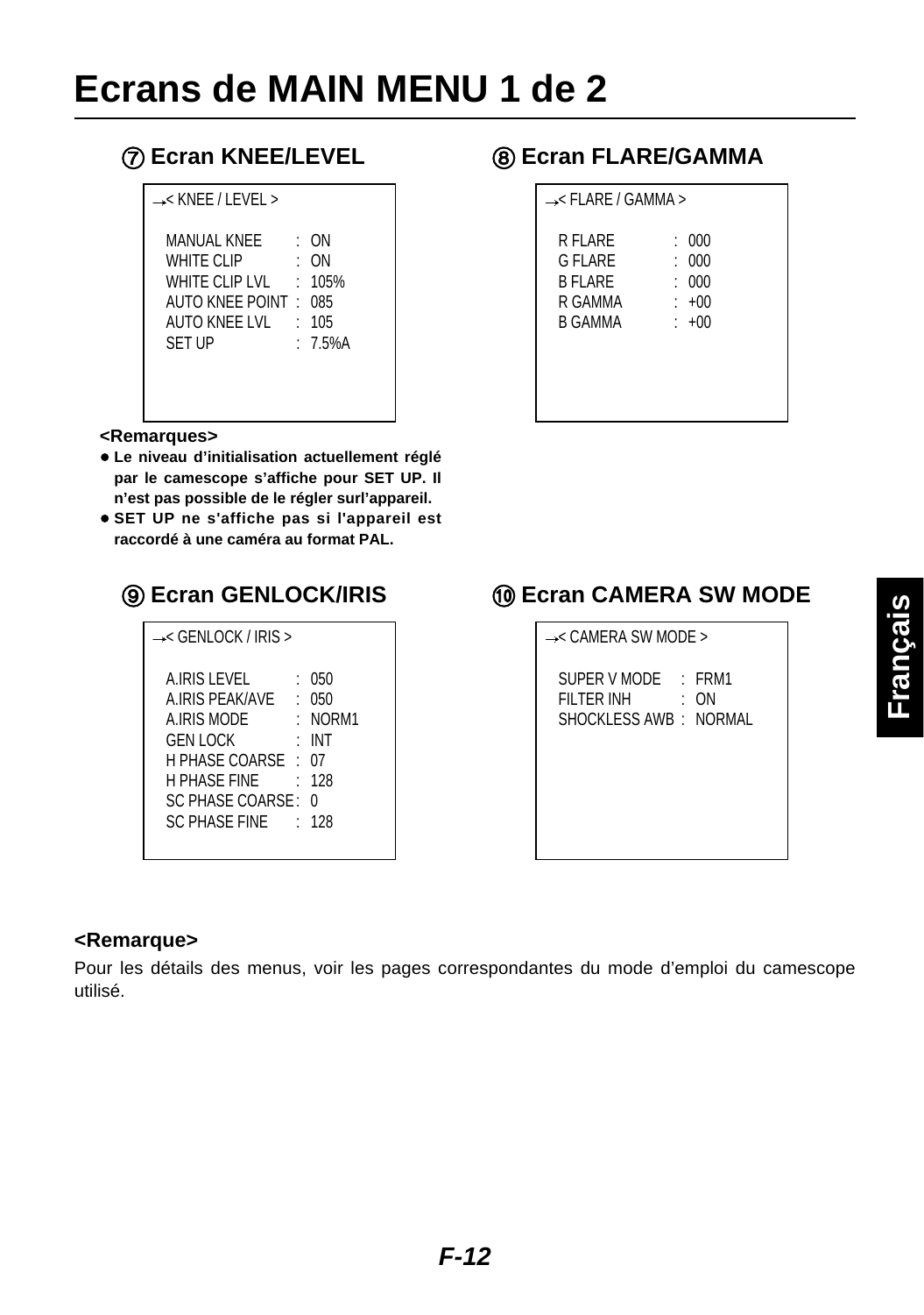# Ecrans de MAIN MENU 1 de 2

## ⑦ Ecran KNEE/LEVEL

```
→< KNEE / LEVEL >

  MANUAL KNEE       :  ON
  WHITE CLIP        :  ON
  WHITE CLIP LVL    :  105%
  AUTO KNEE POINT   :  085
  AUTO KNEE LVL     :  105
  SET UP            :  7.5%A
```

**<Remarques>**

- **Le niveau d'initialisation actuellement réglé par le camescope s'affiche pour SET UP. Il n'est pas possible de le régler surl'appareil.**
- **SET UP ne s'affiche pas si l'appareil est raccordé à une caméra au format PAL.**

## ⑧ Ecran FLARE/GAMMA

```
→< FLARE / GAMMA >

  R FLARE     :  000
  G FLARE     :  000
  B FLARE     :  000
  R GAMMA     :  +00
  B GAMMA     :  +00
```

## ⑨ Ecran GENLOCK/IRIS

```
→< GENLOCK / IRIS >

  A.IRIS LEVEL       :  050
  A.IRIS PEAK/AVE    :  050
  A.IRIS MODE        :  NORM1
  GEN LOCK           :  INT
  H PHASE COARSE     :  07
  H PHASE FINE       :  128
  SC PHASE COARSE    :  0
  SC PHASE FINE      :  128
```

## ⑩ Ecran CAMERA SW MODE

```
→< CAMERA SW MODE >

  SUPER V MODE     :  FRM1
  FILTER INH       :  ON
  SHOCKLESS AWB    :  NORMAL
```

**<Remarque>**

Pour les détails des menus, voir les pages correspondantes du mode d'emploi du camescope utilisé.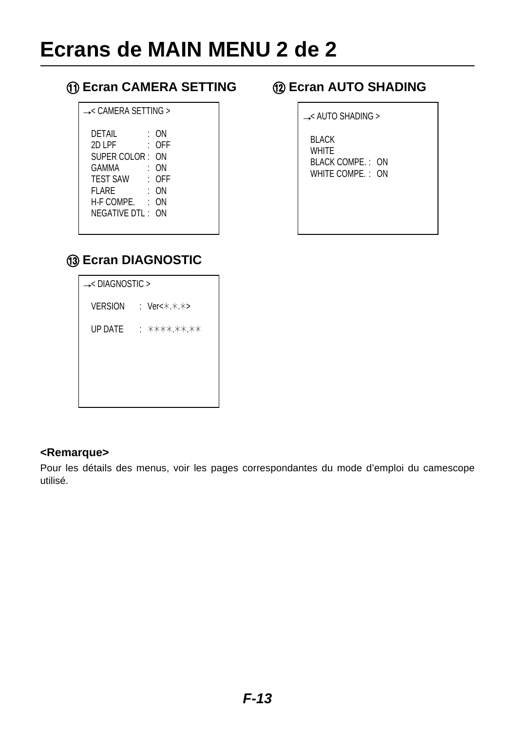# Ecrans de MAIN MENU 2 de 2

### ⑪ Ecran CAMERA SETTING

```
→< CAMERA SETTING >

  DETAIL        :  ON
  2D LPF        :  OFF
  SUPER COLOR   :  ON
  GAMMA         :  ON
  TEST SAW      :  OFF
  FLARE         :  ON
  H-F COMPE.    :  ON
  NEGATIVE DTL  :  ON
```

### ⑫ Ecran AUTO SHADING

```
→< AUTO SHADING >

  BLACK
  WHITE
  BLACK COMPE. :  ON
  WHITE COMPE. :  ON
```

### ⑬ Ecran DIAGNOSTIC

```
→< DIAGNOSTIC >

  VERSION   :  Ver<*.*.*>

  UP DATE   :  ****.**.**
```

**<Remarque>**

Pour les détails des menus, voir les pages correspondantes du mode d'emploi du camescope utilisé.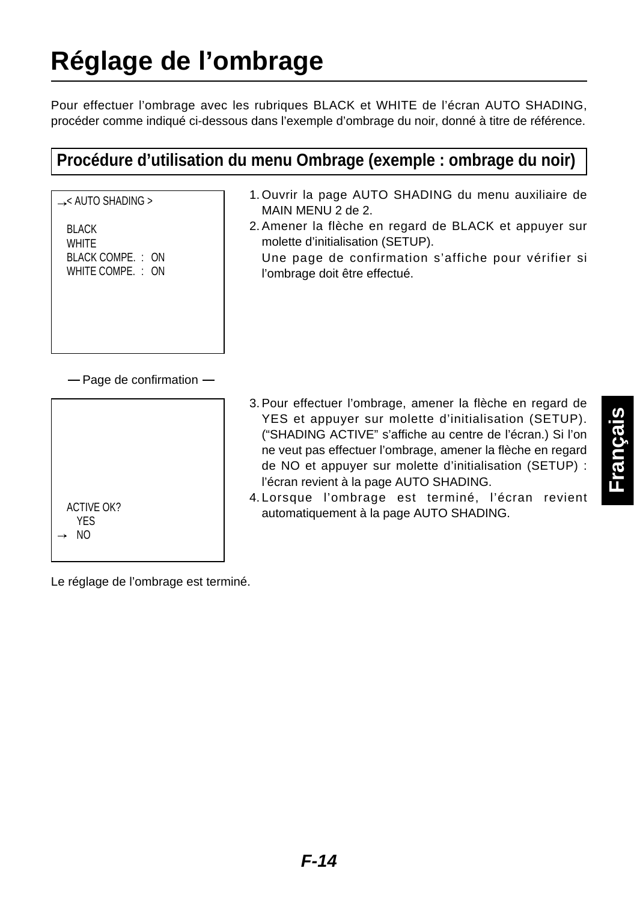# Réglage de l’ombrage

Pour effectuer l’ombrage avec les rubriques BLACK et WHITE de l’écran AUTO SHADING, procéder comme indiqué ci-dessous dans l’exemple d’ombrage du noir, donné à titre de référence.

## Procédure d’utilisation du menu Ombrage (exemple : ombrage du noir)

```
→< AUTO SHADING >

  BLACK
  WHITE
  BLACK COMPE.  :  ON
  WHITE COMPE.  :  ON
```

1. Ouvrir la page AUTO SHADING du menu auxiliaire de MAIN MENU 2 de 2.
2. Amener la flèche en regard de BLACK et appuyer sur molette d’initialisation (SETUP).
   Une page de confirmation s’affiche pour vérifier si l’ombrage doit être effectué.

— Page de confirmation —

```
  ACTIVE OK?
    YES
→   NO
```

3. Pour effectuer l’ombrage, amener la flèche en regard de YES et appuyer sur molette d’initialisation (SETUP). (“SHADING ACTIVE” s’affiche au centre de l’écran.) Si l’on ne veut pas effectuer l’ombrage, amener la flèche en regard de NO et appuyer sur molette d’initialisation (SETUP) : l’écran revient à la page AUTO SHADING.
4. Lorsque l’ombrage est terminé, l’écran revient automatiquement à la page AUTO SHADING.

Le réglage de l’ombrage est terminé.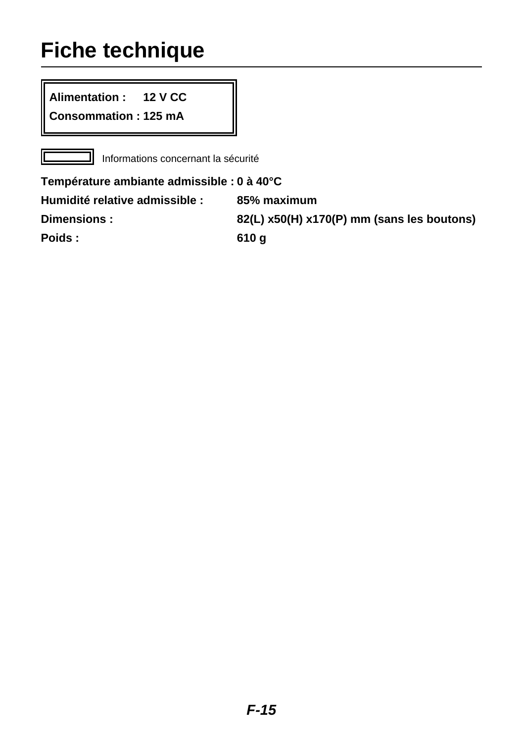# Fiche technique

**Alimentation : 12 V CC**

**Consommation : 125 mA**

Informations concernant la sécurité

| | |
|---|---|
| **Température ambiante admissible :** | **0 à 40°C** |
| **Humidité relative admissible :** | **85% maximum** |
| **Dimensions :** | **82(L) x50(H) x170(P) mm (sans les boutons)** |
| **Poids :** | **610 g** |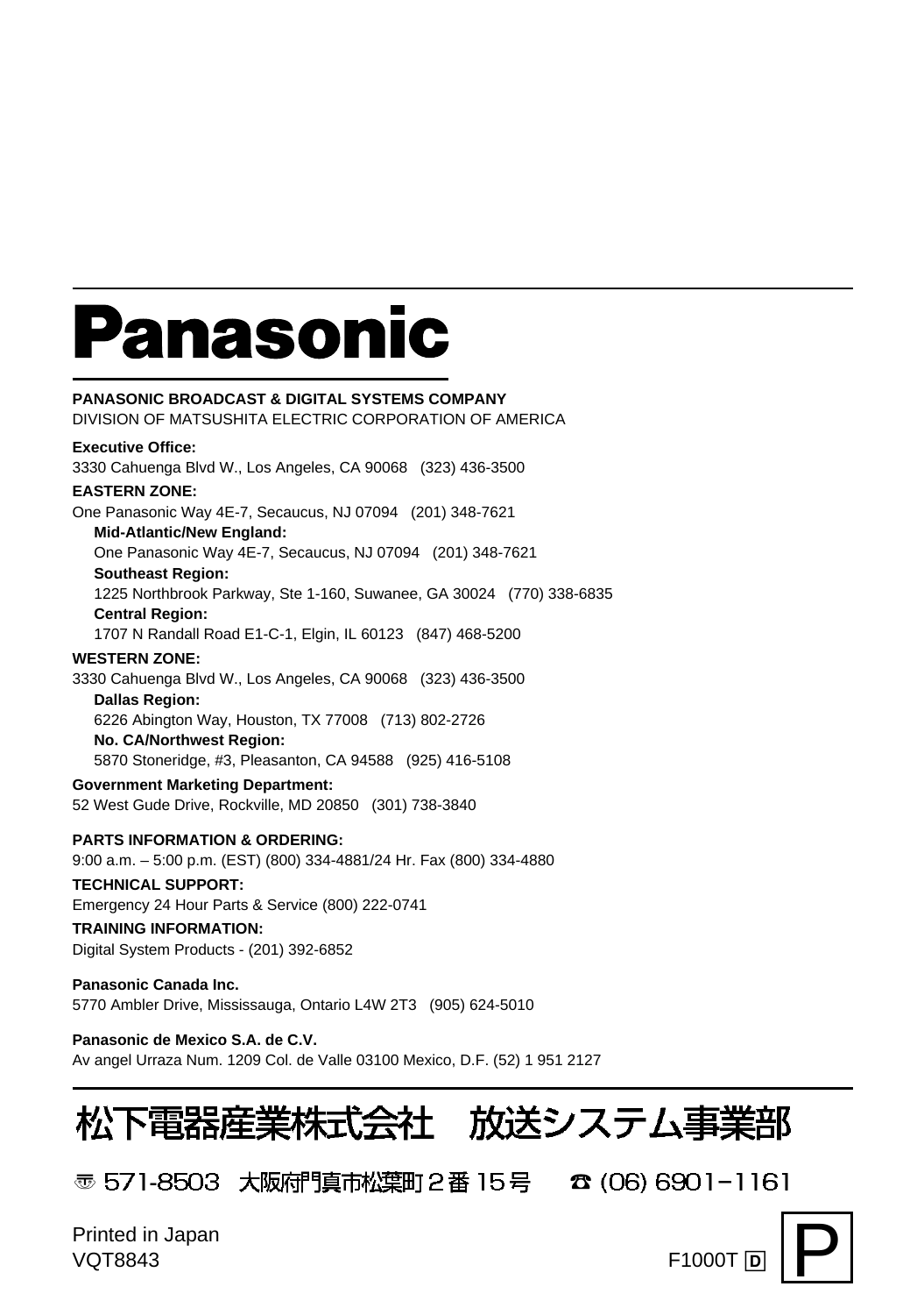# Panasonic

**PANASONIC BROADCAST & DIGITAL SYSTEMS COMPANY**
DIVISION OF MATSUSHITA ELECTRIC CORPORATION OF AMERICA

**Executive Office:**
3330 Cahuenga Blvd W., Los Angeles, CA 90068   (323) 436-3500

**EASTERN ZONE:**
One Panasonic Way 4E-7, Secaucus, NJ 07094   (201) 348-7621

**Mid-Atlantic/New England:**
One Panasonic Way 4E-7, Secaucus, NJ 07094   (201) 348-7621

**Southeast Region:**
1225 Northbrook Parkway, Ste 1-160, Suwanee, GA 30024   (770) 338-6835

**Central Region:**
1707 N Randall Road E1-C-1, Elgin, IL 60123   (847) 468-5200

**WESTERN ZONE:**
3330 Cahuenga Blvd W., Los Angeles, CA 90068   (323) 436-3500

**Dallas Region:**
6226 Abington Way, Houston, TX 77008   (713) 802-2726

**No. CA/Northwest Region:**
5870 Stoneridge, #3, Pleasanton, CA 94588   (925) 416-5108

**Government Marketing Department:**
52 West Gude Drive, Rockville, MD 20850   (301) 738-3840

**PARTS INFORMATION & ORDERING:**
9:00 a.m. – 5:00 p.m. (EST) (800) 334-4881/24 Hr. Fax (800) 334-4880

**TECHNICAL SUPPORT:**
Emergency 24 Hour Parts & Service (800) 222-0741

**TRAINING INFORMATION:**
Digital System Products - (201) 392-6852

**Panasonic Canada Inc.**
5770 Ambler Drive, Mississauga, Ontario L4W 2T3   (905) 624-5010

**Panasonic de Mexico S.A. de C.V.**
Av angel Urraza Num. 1209 Col. de Valle 03100 Mexico, D.F. (52) 1 951 2127

---

## 松下電器産業株式会社　放送システム事業部

〒571-8503　大阪府門真市松葉町２番15号　☎(06) 6901−1161

Printed in Japan
VQT8843

F1000T D

P